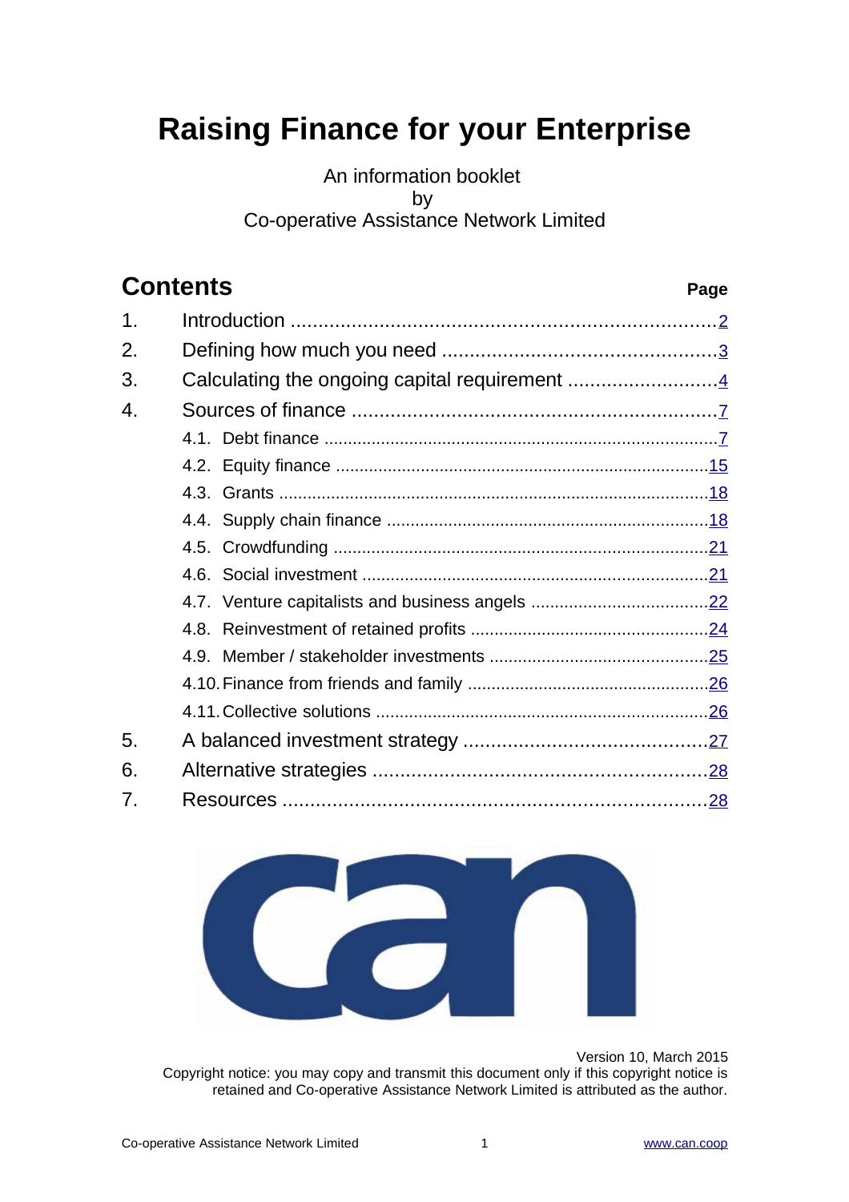# Raising Finance for your Enterprise

An information booklet
by
Co-operative Assistance Network Limited

## Contents

| | | Page |
|---|---|---|
| 1. | Introduction | 2 |
| 2. | Defining how much you need | 3 |
| 3. | Calculating the ongoing capital requirement | 4 |
| 4. | Sources of finance | 7 |
| | 4.1. Debt finance | 7 |
| | 4.2. Equity finance | 15 |
| | 4.3. Grants | 18 |
| | 4.4. Supply chain finance | 18 |
| | 4.5. Crowdfunding | 21 |
| | 4.6. Social investment | 21 |
| | 4.7. Venture capitalists and business angels | 22 |
| | 4.8. Reinvestment of retained profits | 24 |
| | 4.9. Member / stakeholder investments | 25 |
| | 4.10. Finance from friends and family | 26 |
| | 4.11. Collective solutions | 26 |
| 5. | A balanced investment strategy | 27 |
| 6. | Alternative strategies | 28 |
| 7. | Resources | 28 |

can

Version 10, March 2015
Copyright notice: you may copy and transmit this document only if this copyright notice is retained and Co-operative Assistance Network Limited is attributed as the author.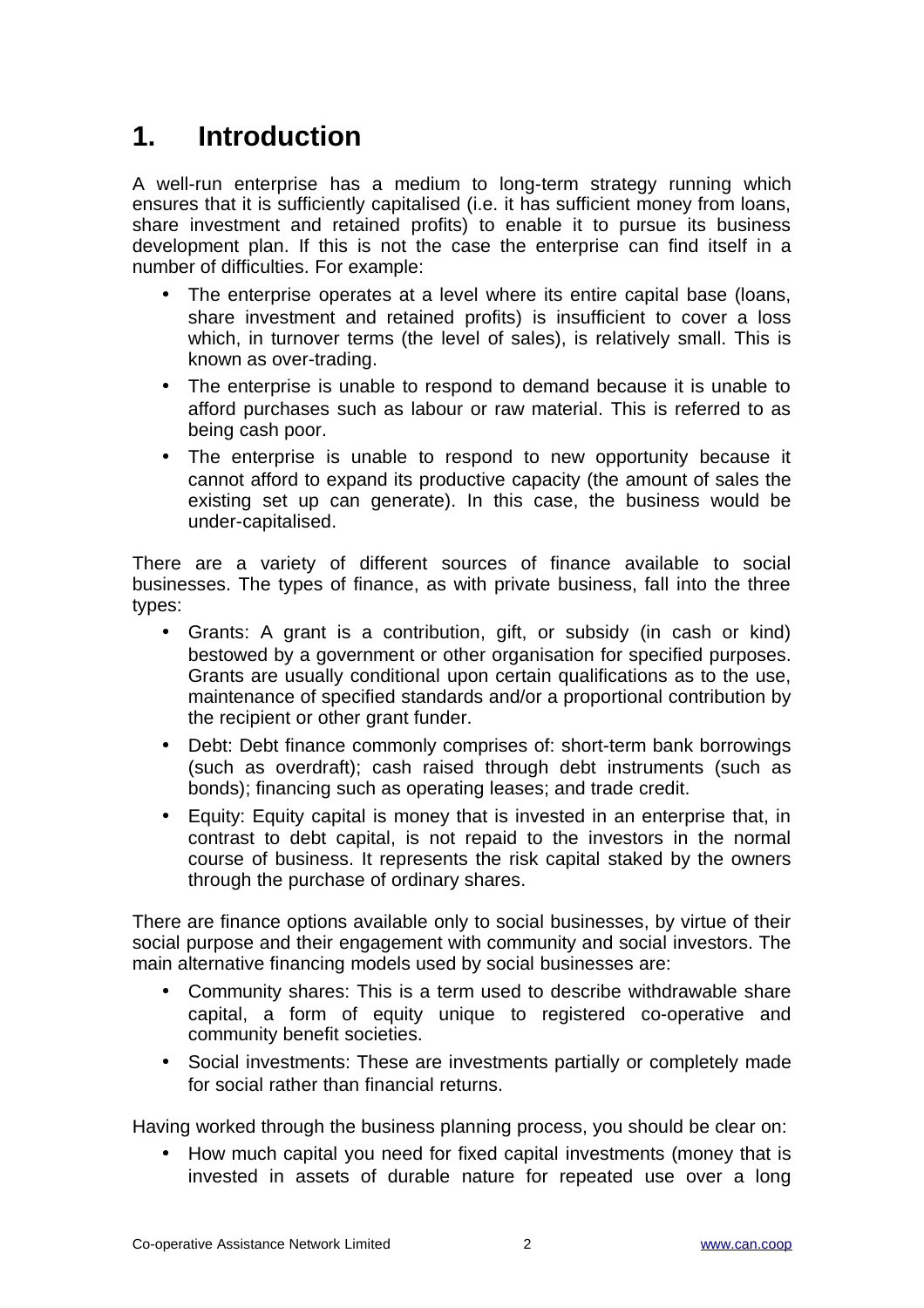# 1. Introduction

A well-run enterprise has a medium to long-term strategy running which ensures that it is sufficiently capitalised (i.e. it has sufficient money from loans, share investment and retained profits) to enable it to pursue its business development plan. If this is not the case the enterprise can find itself in a number of difficulties. For example:

- The enterprise operates at a level where its entire capital base (loans, share investment and retained profits) is insufficient to cover a loss which, in turnover terms (the level of sales), is relatively small. This is known as over-trading.
- The enterprise is unable to respond to demand because it is unable to afford purchases such as labour or raw material. This is referred to as being cash poor.
- The enterprise is unable to respond to new opportunity because it cannot afford to expand its productive capacity (the amount of sales the existing set up can generate). In this case, the business would be under-capitalised.

There are a variety of different sources of finance available to social businesses. The types of finance, as with private business, fall into the three types:

- Grants: A grant is a contribution, gift, or subsidy (in cash or kind) bestowed by a government or other organisation for specified purposes. Grants are usually conditional upon certain qualifications as to the use, maintenance of specified standards and/or a proportional contribution by the recipient or other grant funder.
- Debt: Debt finance commonly comprises of: short-term bank borrowings (such as overdraft); cash raised through debt instruments (such as bonds); financing such as operating leases; and trade credit.
- Equity: Equity capital is money that is invested in an enterprise that, in contrast to debt capital, is not repaid to the investors in the normal course of business. It represents the risk capital staked by the owners through the purchase of ordinary shares.

There are finance options available only to social businesses, by virtue of their social purpose and their engagement with community and social investors. The main alternative financing models used by social businesses are:

- Community shares: This is a term used to describe withdrawable share capital, a form of equity unique to registered co-operative and community benefit societies.
- Social investments: These are investments partially or completely made for social rather than financial returns.

Having worked through the business planning process, you should be clear on:

- How much capital you need for fixed capital investments (money that is invested in assets of durable nature for repeated use over a long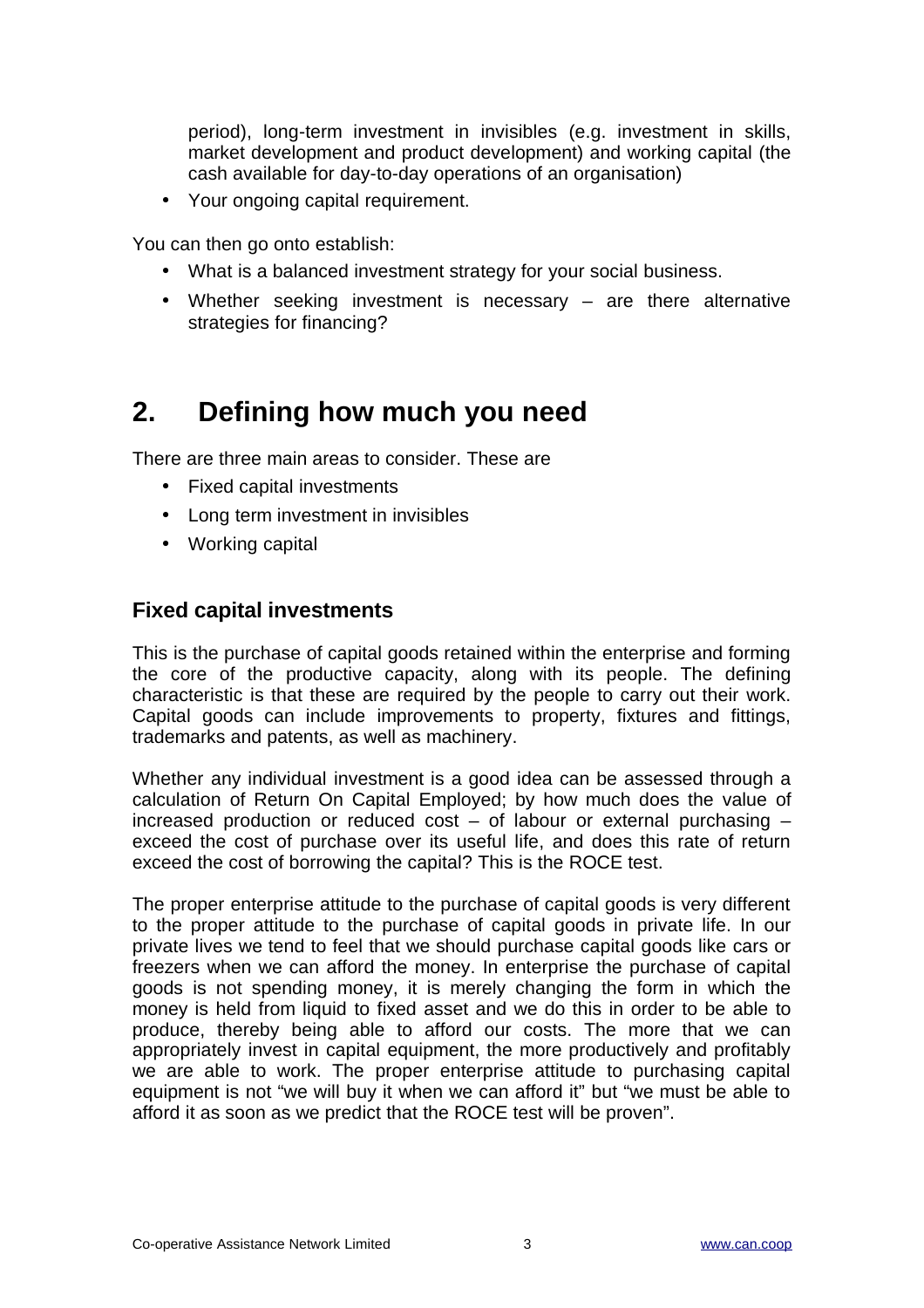period), long-term investment in invisibles (e.g. investment in skills, market development and product development) and working capital (the cash available for day-to-day operations of an organisation)

- Your ongoing capital requirement.

You can then go onto establish:

- What is a balanced investment strategy for your social business.
- Whether seeking investment is necessary – are there alternative strategies for financing?

## 2. Defining how much you need

There are three main areas to consider. These are

- Fixed capital investments
- Long term investment in invisibles
- Working capital

### Fixed capital investments

This is the purchase of capital goods retained within the enterprise and forming the core of the productive capacity, along with its people. The defining characteristic is that these are required by the people to carry out their work. Capital goods can include improvements to property, fixtures and fittings, trademarks and patents, as well as machinery.

Whether any individual investment is a good idea can be assessed through a calculation of Return On Capital Employed; by how much does the value of increased production or reduced cost – of labour or external purchasing – exceed the cost of purchase over its useful life, and does this rate of return exceed the cost of borrowing the capital? This is the ROCE test.

The proper enterprise attitude to the purchase of capital goods is very different to the proper attitude to the purchase of capital goods in private life. In our private lives we tend to feel that we should purchase capital goods like cars or freezers when we can afford the money. In enterprise the purchase of capital goods is not spending money, it is merely changing the form in which the money is held from liquid to fixed asset and we do this in order to be able to produce, thereby being able to afford our costs. The more that we can appropriately invest in capital equipment, the more productively and profitably we are able to work. The proper enterprise attitude to purchasing capital equipment is not "we will buy it when we can afford it" but "we must be able to afford it as soon as we predict that the ROCE test will be proven".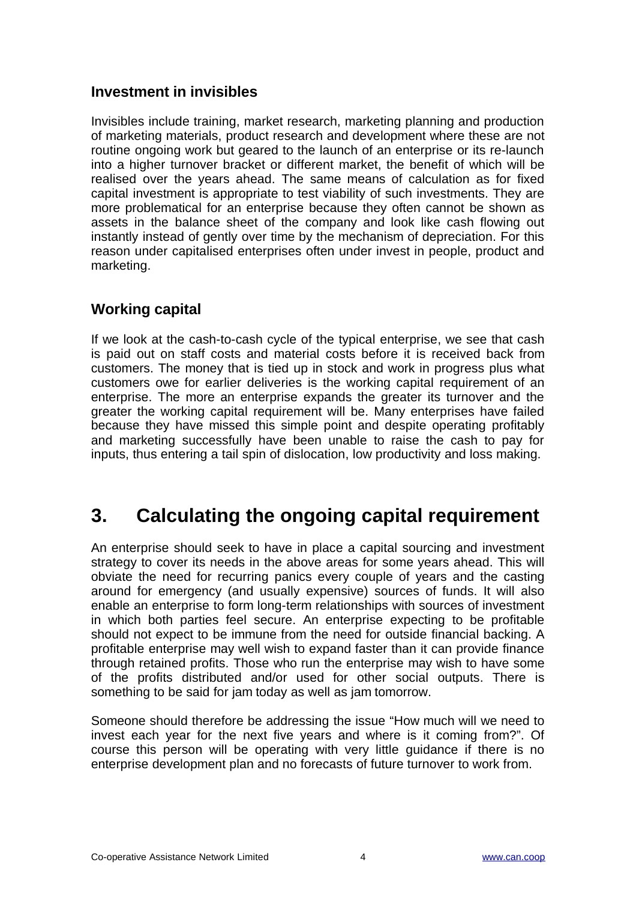### Investment in invisibles

Invisibles include training, market research, marketing planning and production of marketing materials, product research and development where these are not routine ongoing work but geared to the launch of an enterprise or its re-launch into a higher turnover bracket or different market, the benefit of which will be realised over the years ahead. The same means of calculation as for fixed capital investment is appropriate to test viability of such investments. They are more problematical for an enterprise because they often cannot be shown as assets in the balance sheet of the company and look like cash flowing out instantly instead of gently over time by the mechanism of depreciation. For this reason under capitalised enterprises often under invest in people, product and marketing.

### Working capital

If we look at the cash-to-cash cycle of the typical enterprise, we see that cash is paid out on staff costs and material costs before it is received back from customers. The money that is tied up in stock and work in progress plus what customers owe for earlier deliveries is the working capital requirement of an enterprise. The more an enterprise expands the greater its turnover and the greater the working capital requirement will be. Many enterprises have failed because they have missed this simple point and despite operating profitably and marketing successfully have been unable to raise the cash to pay for inputs, thus entering a tail spin of dislocation, low productivity and loss making.

## 3. Calculating the ongoing capital requirement

An enterprise should seek to have in place a capital sourcing and investment strategy to cover its needs in the above areas for some years ahead. This will obviate the need for recurring panics every couple of years and the casting around for emergency (and usually expensive) sources of funds. It will also enable an enterprise to form long-term relationships with sources of investment in which both parties feel secure. An enterprise expecting to be profitable should not expect to be immune from the need for outside financial backing. A profitable enterprise may well wish to expand faster than it can provide finance through retained profits. Those who run the enterprise may wish to have some of the profits distributed and/or used for other social outputs. There is something to be said for jam today as well as jam tomorrow.

Someone should therefore be addressing the issue "How much will we need to invest each year for the next five years and where is it coming from?". Of course this person will be operating with very little guidance if there is no enterprise development plan and no forecasts of future turnover to work from.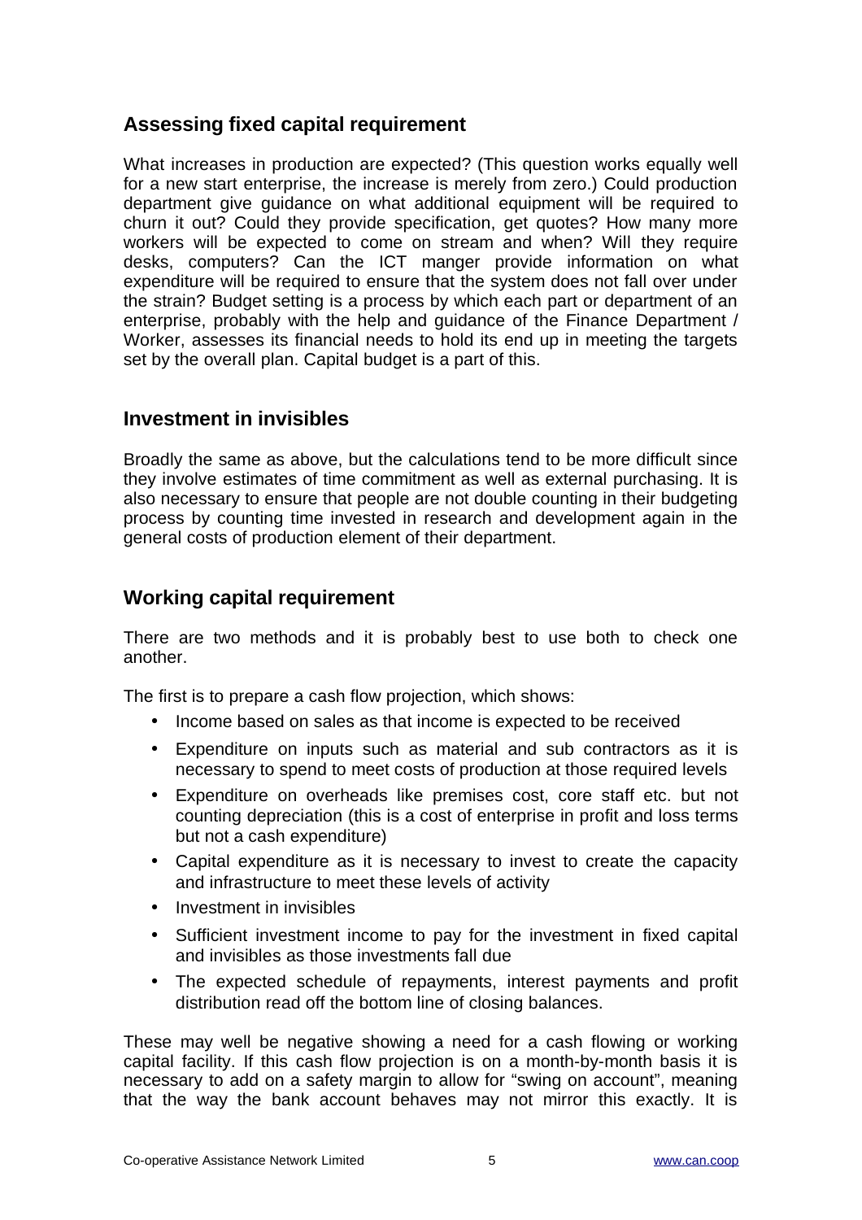## Assessing fixed capital requirement

What increases in production are expected? (This question works equally well for a new start enterprise, the increase is merely from zero.) Could production department give guidance on what additional equipment will be required to churn it out? Could they provide specification, get quotes? How many more workers will be expected to come on stream and when? Will they require desks, computers? Can the ICT manger provide information on what expenditure will be required to ensure that the system does not fall over under the strain? Budget setting is a process by which each part or department of an enterprise, probably with the help and guidance of the Finance Department / Worker, assesses its financial needs to hold its end up in meeting the targets set by the overall plan. Capital budget is a part of this.

## Investment in invisibles

Broadly the same as above, but the calculations tend to be more difficult since they involve estimates of time commitment as well as external purchasing. It is also necessary to ensure that people are not double counting in their budgeting process by counting time invested in research and development again in the general costs of production element of their department.

## Working capital requirement

There are two methods and it is probably best to use both to check one another.

The first is to prepare a cash flow projection, which shows:

- Income based on sales as that income is expected to be received
- Expenditure on inputs such as material and sub contractors as it is necessary to spend to meet costs of production at those required levels
- Expenditure on overheads like premises cost, core staff etc. but not counting depreciation (this is a cost of enterprise in profit and loss terms but not a cash expenditure)
- Capital expenditure as it is necessary to invest to create the capacity and infrastructure to meet these levels of activity
- Investment in invisibles
- Sufficient investment income to pay for the investment in fixed capital and invisibles as those investments fall due
- The expected schedule of repayments, interest payments and profit distribution read off the bottom line of closing balances.

These may well be negative showing a need for a cash flowing or working capital facility. If this cash flow projection is on a month-by-month basis it is necessary to add on a safety margin to allow for "swing on account", meaning that the way the bank account behaves may not mirror this exactly. It is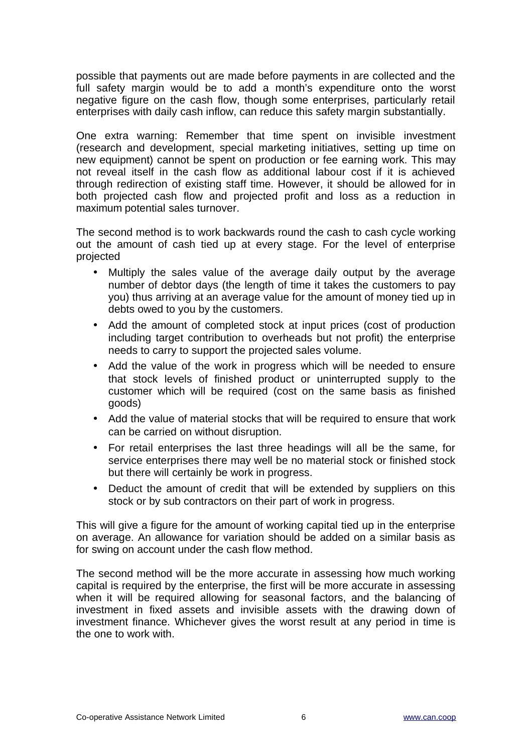possible that payments out are made before payments in are collected and the full safety margin would be to add a month's expenditure onto the worst negative figure on the cash flow, though some enterprises, particularly retail enterprises with daily cash inflow, can reduce this safety margin substantially.

One extra warning: Remember that time spent on invisible investment (research and development, special marketing initiatives, setting up time on new equipment) cannot be spent on production or fee earning work. This may not reveal itself in the cash flow as additional labour cost if it is achieved through redirection of existing staff time. However, it should be allowed for in both projected cash flow and projected profit and loss as a reduction in maximum potential sales turnover.

The second method is to work backwards round the cash to cash cycle working out the amount of cash tied up at every stage. For the level of enterprise projected

- Multiply the sales value of the average daily output by the average number of debtor days (the length of time it takes the customers to pay you) thus arriving at an average value for the amount of money tied up in debts owed to you by the customers.
- Add the amount of completed stock at input prices (cost of production including target contribution to overheads but not profit) the enterprise needs to carry to support the projected sales volume.
- Add the value of the work in progress which will be needed to ensure that stock levels of finished product or uninterrupted supply to the customer which will be required (cost on the same basis as finished goods)
- Add the value of material stocks that will be required to ensure that work can be carried on without disruption.
- For retail enterprises the last three headings will all be the same, for service enterprises there may well be no material stock or finished stock but there will certainly be work in progress.
- Deduct the amount of credit that will be extended by suppliers on this stock or by sub contractors on their part of work in progress.

This will give a figure for the amount of working capital tied up in the enterprise on average. An allowance for variation should be added on a similar basis as for swing on account under the cash flow method.

The second method will be the more accurate in assessing how much working capital is required by the enterprise, the first will be more accurate in assessing when it will be required allowing for seasonal factors, and the balancing of investment in fixed assets and invisible assets with the drawing down of investment finance. Whichever gives the worst result at any period in time is the one to work with.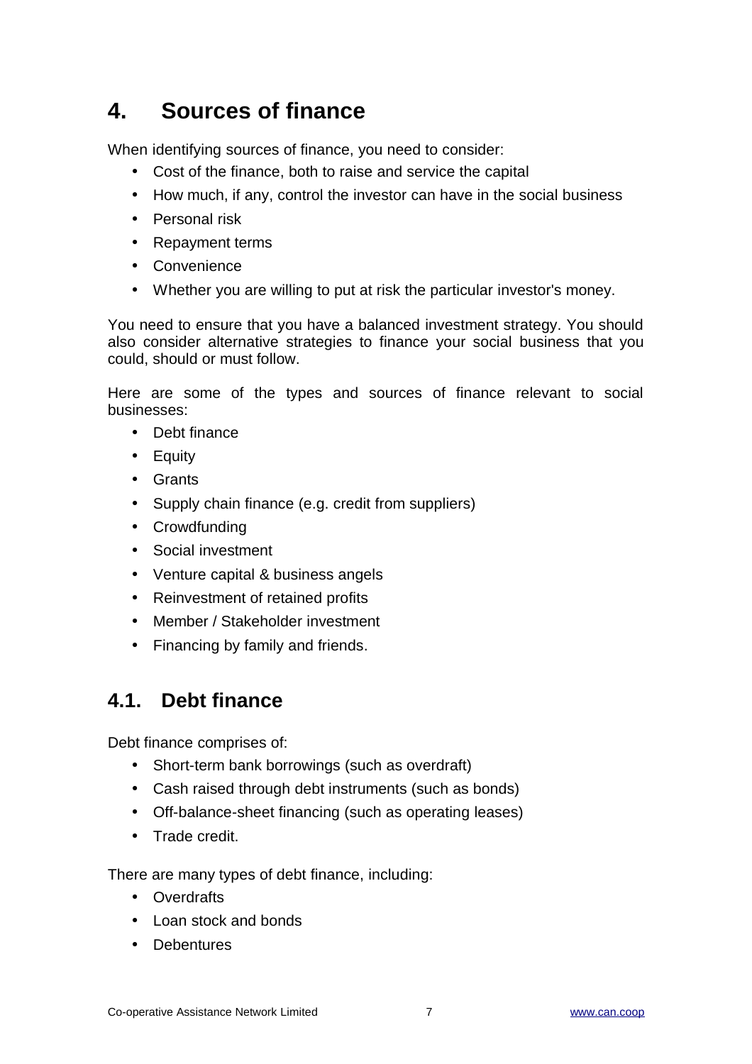# 4. Sources of finance

When identifying sources of finance, you need to consider:

- Cost of the finance, both to raise and service the capital
- How much, if any, control the investor can have in the social business
- Personal risk
- Repayment terms
- Convenience
- Whether you are willing to put at risk the particular investor's money.

You need to ensure that you have a balanced investment strategy. You should also consider alternative strategies to finance your social business that you could, should or must follow.

Here are some of the types and sources of finance relevant to social businesses:

- Debt finance
- Equity
- Grants
- Supply chain finance (e.g. credit from suppliers)
- Crowdfunding
- Social investment
- Venture capital & business angels
- Reinvestment of retained profits
- Member / Stakeholder investment
- Financing by family and friends.

## 4.1. Debt finance

Debt finance comprises of:

- Short-term bank borrowings (such as overdraft)
- Cash raised through debt instruments (such as bonds)
- Off-balance-sheet financing (such as operating leases)
- Trade credit.

There are many types of debt finance, including:

- Overdrafts
- Loan stock and bonds
- Debentures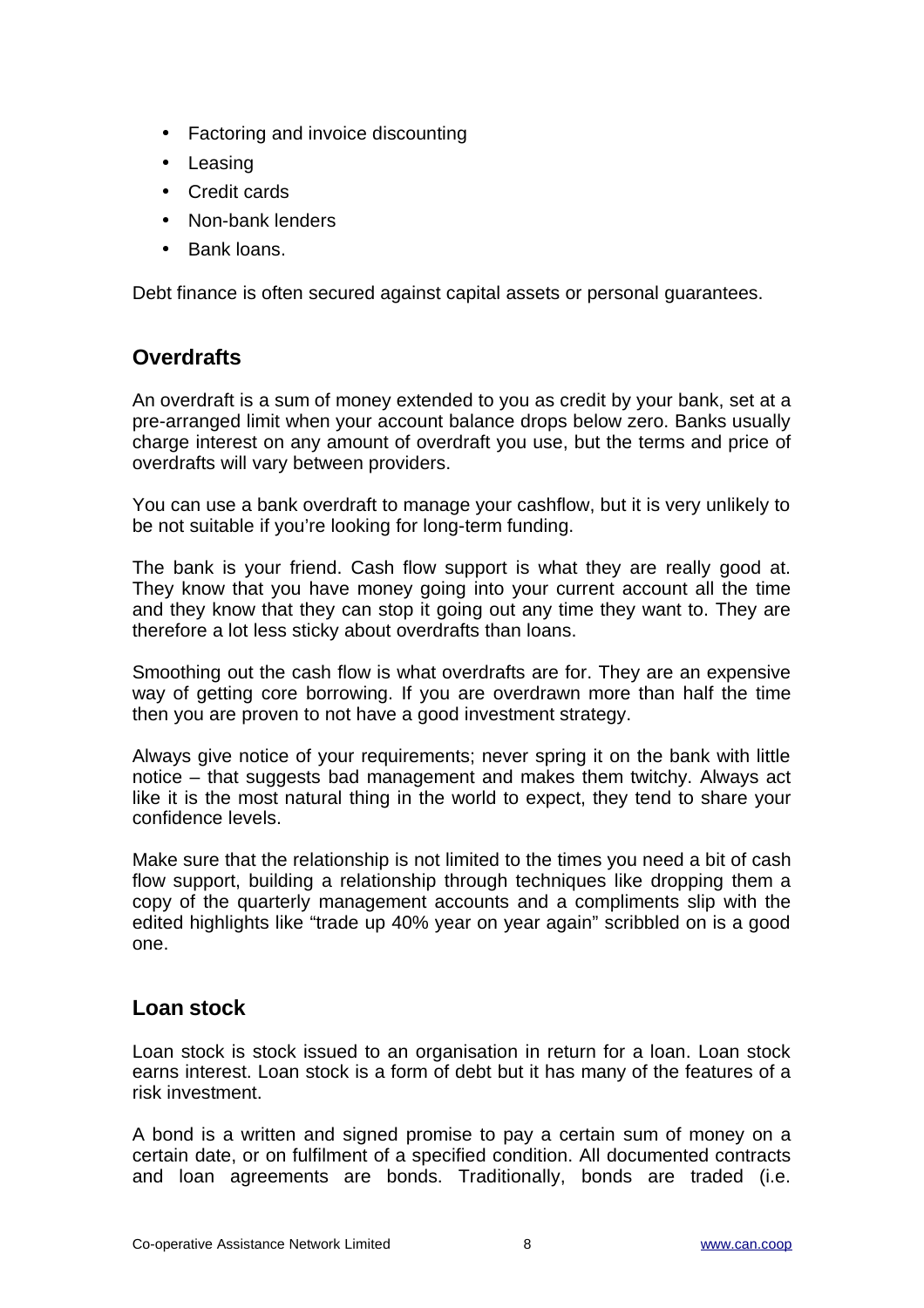- Factoring and invoice discounting
- Leasing
- Credit cards
- Non-bank lenders
- Bank loans.

Debt finance is often secured against capital assets or personal guarantees.

## Overdrafts

An overdraft is a sum of money extended to you as credit by your bank, set at a pre-arranged limit when your account balance drops below zero. Banks usually charge interest on any amount of overdraft you use, but the terms and price of overdrafts will vary between providers.

You can use a bank overdraft to manage your cashflow, but it is very unlikely to be not suitable if you're looking for long-term funding.

The bank is your friend. Cash flow support is what they are really good at. They know that you have money going into your current account all the time and they know that they can stop it going out any time they want to. They are therefore a lot less sticky about overdrafts than loans.

Smoothing out the cash flow is what overdrafts are for. They are an expensive way of getting core borrowing. If you are overdrawn more than half the time then you are proven to not have a good investment strategy.

Always give notice of your requirements; never spring it on the bank with little notice – that suggests bad management and makes them twitchy. Always act like it is the most natural thing in the world to expect, they tend to share your confidence levels.

Make sure that the relationship is not limited to the times you need a bit of cash flow support, building a relationship through techniques like dropping them a copy of the quarterly management accounts and a compliments slip with the edited highlights like "trade up 40% year on year again" scribbled on is a good one.

## Loan stock

Loan stock is stock issued to an organisation in return for a loan. Loan stock earns interest. Loan stock is a form of debt but it has many of the features of a risk investment.

A bond is a written and signed promise to pay a certain sum of money on a certain date, or on fulfilment of a specified condition. All documented contracts and loan agreements are bonds. Traditionally, bonds are traded (i.e.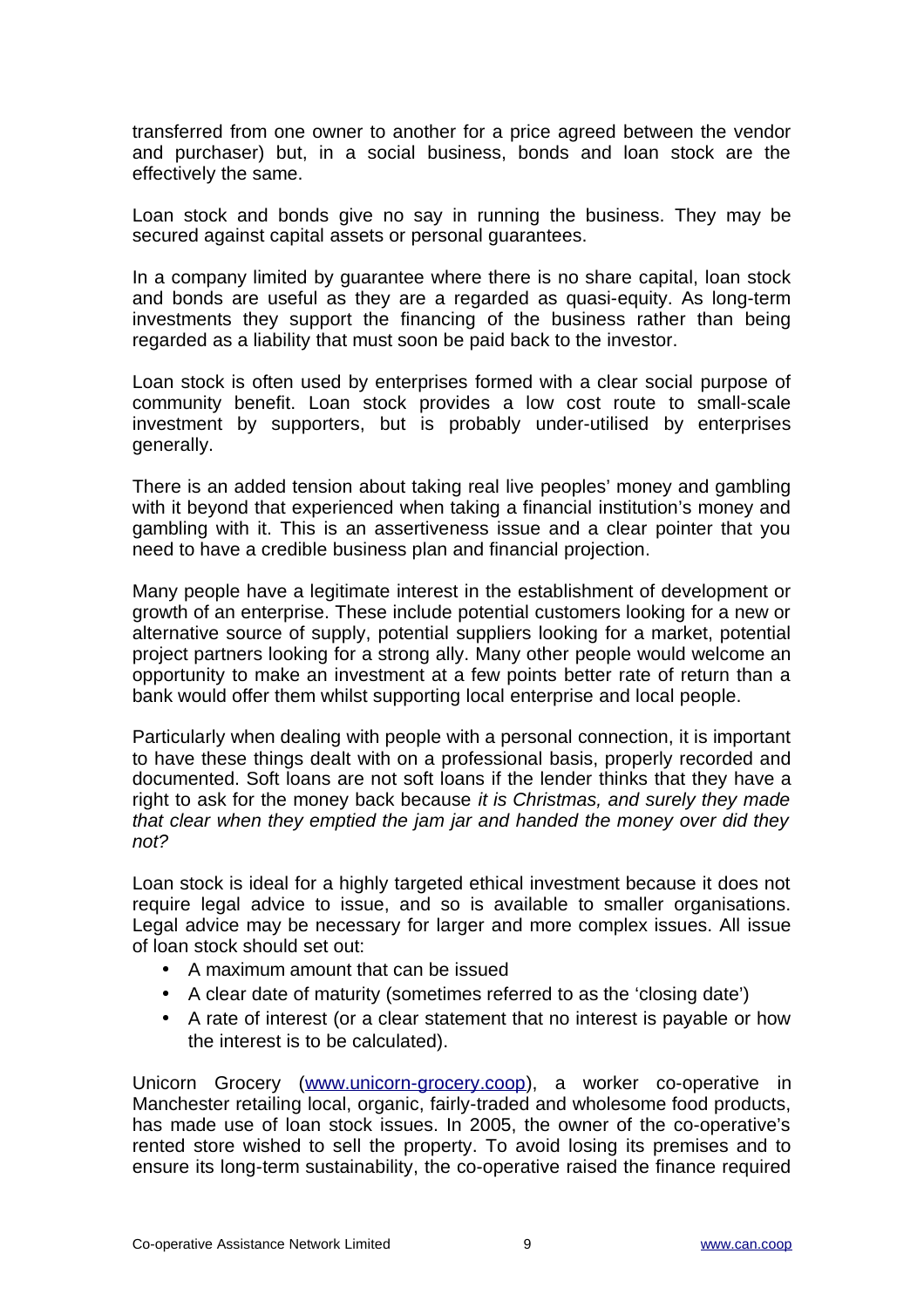transferred from one owner to another for a price agreed between the vendor and purchaser) but, in a social business, bonds and loan stock are the effectively the same.

Loan stock and bonds give no say in running the business. They may be secured against capital assets or personal guarantees.

In a company limited by guarantee where there is no share capital, loan stock and bonds are useful as they are a regarded as quasi-equity. As long-term investments they support the financing of the business rather than being regarded as a liability that must soon be paid back to the investor.

Loan stock is often used by enterprises formed with a clear social purpose of community benefit. Loan stock provides a low cost route to small-scale investment by supporters, but is probably under-utilised by enterprises generally.

There is an added tension about taking real live peoples' money and gambling with it beyond that experienced when taking a financial institution's money and gambling with it. This is an assertiveness issue and a clear pointer that you need to have a credible business plan and financial projection.

Many people have a legitimate interest in the establishment of development or growth of an enterprise. These include potential customers looking for a new or alternative source of supply, potential suppliers looking for a market, potential project partners looking for a strong ally. Many other people would welcome an opportunity to make an investment at a few points better rate of return than a bank would offer them whilst supporting local enterprise and local people.

Particularly when dealing with people with a personal connection, it is important to have these things dealt with on a professional basis, properly recorded and documented. Soft loans are not soft loans if the lender thinks that they have a right to ask for the money back because *it is Christmas, and surely they made that clear when they emptied the jam jar and handed the money over did they not?*

Loan stock is ideal for a highly targeted ethical investment because it does not require legal advice to issue, and so is available to smaller organisations. Legal advice may be necessary for larger and more complex issues. All issue of loan stock should set out:

- A maximum amount that can be issued
- A clear date of maturity (sometimes referred to as the 'closing date')
- A rate of interest (or a clear statement that no interest is payable or how the interest is to be calculated).

Unicorn Grocery (www.unicorn-grocery.coop), a worker co-operative in Manchester retailing local, organic, fairly-traded and wholesome food products, has made use of loan stock issues. In 2005, the owner of the co-operative's rented store wished to sell the property. To avoid losing its premises and to ensure its long-term sustainability, the co-operative raised the finance required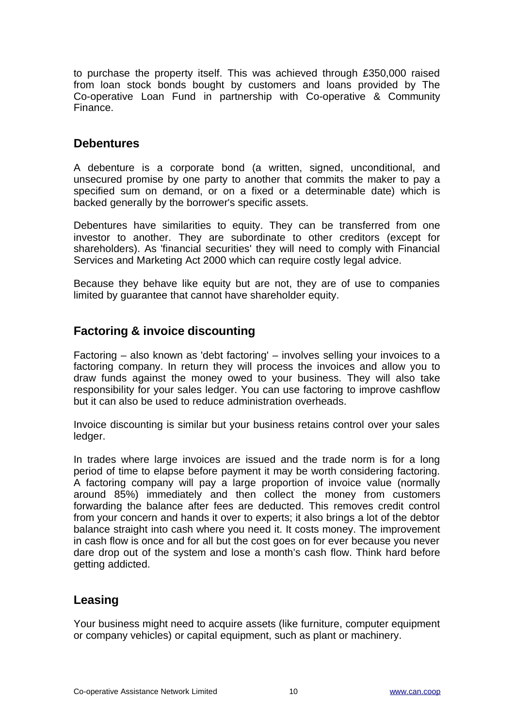to purchase the property itself. This was achieved through £350,000 raised from loan stock bonds bought by customers and loans provided by The Co-operative Loan Fund in partnership with Co-operative & Community Finance.

## Debentures

A debenture is a corporate bond (a written, signed, unconditional, and unsecured promise by one party to another that commits the maker to pay a specified sum on demand, or on a fixed or a determinable date) which is backed generally by the borrower's specific assets.

Debentures have similarities to equity. They can be transferred from one investor to another. They are subordinate to other creditors (except for shareholders). As 'financial securities' they will need to comply with Financial Services and Marketing Act 2000 which can require costly legal advice.

Because they behave like equity but are not, they are of use to companies limited by guarantee that cannot have shareholder equity.

## Factoring & invoice discounting

Factoring – also known as 'debt factoring' – involves selling your invoices to a factoring company. In return they will process the invoices and allow you to draw funds against the money owed to your business. They will also take responsibility for your sales ledger. You can use factoring to improve cashflow but it can also be used to reduce administration overheads.

Invoice discounting is similar but your business retains control over your sales ledger.

In trades where large invoices are issued and the trade norm is for a long period of time to elapse before payment it may be worth considering factoring. A factoring company will pay a large proportion of invoice value (normally around 85%) immediately and then collect the money from customers forwarding the balance after fees are deducted. This removes credit control from your concern and hands it over to experts; it also brings a lot of the debtor balance straight into cash where you need it. It costs money. The improvement in cash flow is once and for all but the cost goes on for ever because you never dare drop out of the system and lose a month's cash flow. Think hard before getting addicted.

## Leasing

Your business might need to acquire assets (like furniture, computer equipment or company vehicles) or capital equipment, such as plant or machinery.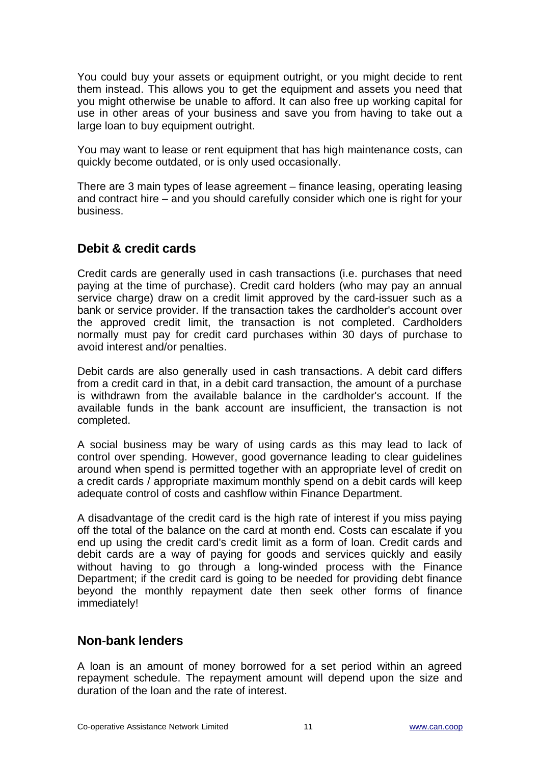You could buy your assets or equipment outright, or you might decide to rent them instead. This allows you to get the equipment and assets you need that you might otherwise be unable to afford. It can also free up working capital for use in other areas of your business and save you from having to take out a large loan to buy equipment outright.

You may want to lease or rent equipment that has high maintenance costs, can quickly become outdated, or is only used occasionally.

There are 3 main types of lease agreement – finance leasing, operating leasing and contract hire – and you should carefully consider which one is right for your business.

## Debit & credit cards

Credit cards are generally used in cash transactions (i.e. purchases that need paying at the time of purchase). Credit card holders (who may pay an annual service charge) draw on a credit limit approved by the card-issuer such as a bank or service provider. If the transaction takes the cardholder's account over the approved credit limit, the transaction is not completed. Cardholders normally must pay for credit card purchases within 30 days of purchase to avoid interest and/or penalties.

Debit cards are also generally used in cash transactions. A debit card differs from a credit card in that, in a debit card transaction, the amount of a purchase is withdrawn from the available balance in the cardholder's account. If the available funds in the bank account are insufficient, the transaction is not completed.

A social business may be wary of using cards as this may lead to lack of control over spending. However, good governance leading to clear guidelines around when spend is permitted together with an appropriate level of credit on a credit cards / appropriate maximum monthly spend on a debit cards will keep adequate control of costs and cashflow within Finance Department.

A disadvantage of the credit card is the high rate of interest if you miss paying off the total of the balance on the card at month end. Costs can escalate if you end up using the credit card's credit limit as a form of loan. Credit cards and debit cards are a way of paying for goods and services quickly and easily without having to go through a long-winded process with the Finance Department; if the credit card is going to be needed for providing debt finance beyond the monthly repayment date then seek other forms of finance immediately!

## Non-bank lenders

A loan is an amount of money borrowed for a set period within an agreed repayment schedule. The repayment amount will depend upon the size and duration of the loan and the rate of interest.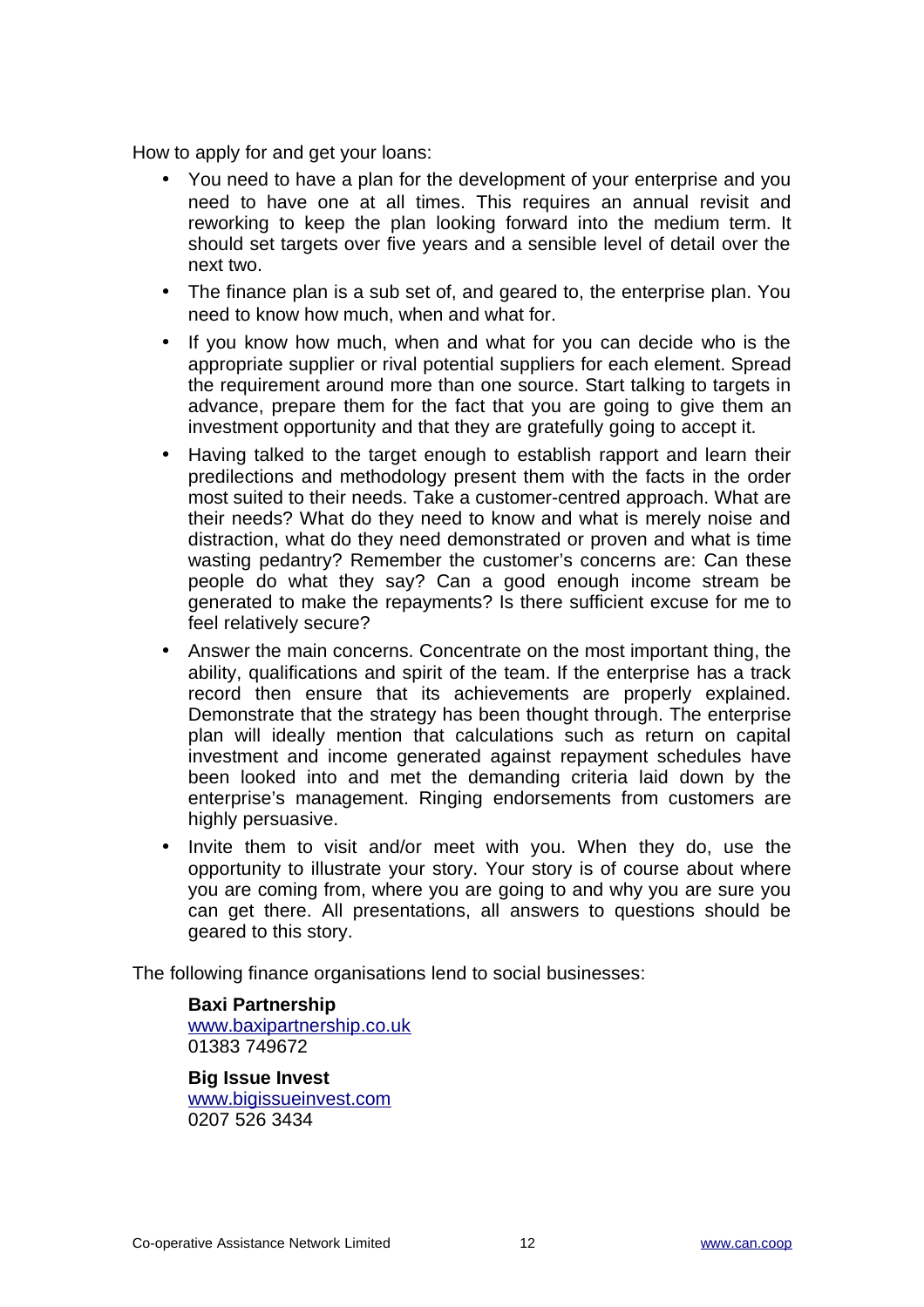How to apply for and get your loans:

- You need to have a plan for the development of your enterprise and you need to have one at all times. This requires an annual revisit and reworking to keep the plan looking forward into the medium term. It should set targets over five years and a sensible level of detail over the next two.
- The finance plan is a sub set of, and geared to, the enterprise plan. You need to know how much, when and what for.
- If you know how much, when and what for you can decide who is the appropriate supplier or rival potential suppliers for each element. Spread the requirement around more than one source. Start talking to targets in advance, prepare them for the fact that you are going to give them an investment opportunity and that they are gratefully going to accept it.
- Having talked to the target enough to establish rapport and learn their predilections and methodology present them with the facts in the order most suited to their needs. Take a customer-centred approach. What are their needs? What do they need to know and what is merely noise and distraction, what do they need demonstrated or proven and what is time wasting pedantry? Remember the customer's concerns are: Can these people do what they say? Can a good enough income stream be generated to make the repayments? Is there sufficient excuse for me to feel relatively secure?
- Answer the main concerns. Concentrate on the most important thing, the ability, qualifications and spirit of the team. If the enterprise has a track record then ensure that its achievements are properly explained. Demonstrate that the strategy has been thought through. The enterprise plan will ideally mention that calculations such as return on capital investment and income generated against repayment schedules have been looked into and met the demanding criteria laid down by the enterprise's management. Ringing endorsements from customers are highly persuasive.
- Invite them to visit and/or meet with you. When they do, use the opportunity to illustrate your story. Your story is of course about where you are coming from, where you are going to and why you are sure you can get there. All presentations, all answers to questions should be geared to this story.

The following finance organisations lend to social businesses:

**Baxi Partnership**
www.baxipartnership.co.uk
01383 749672

**Big Issue Invest**
www.bigissueinvest.com
0207 526 3434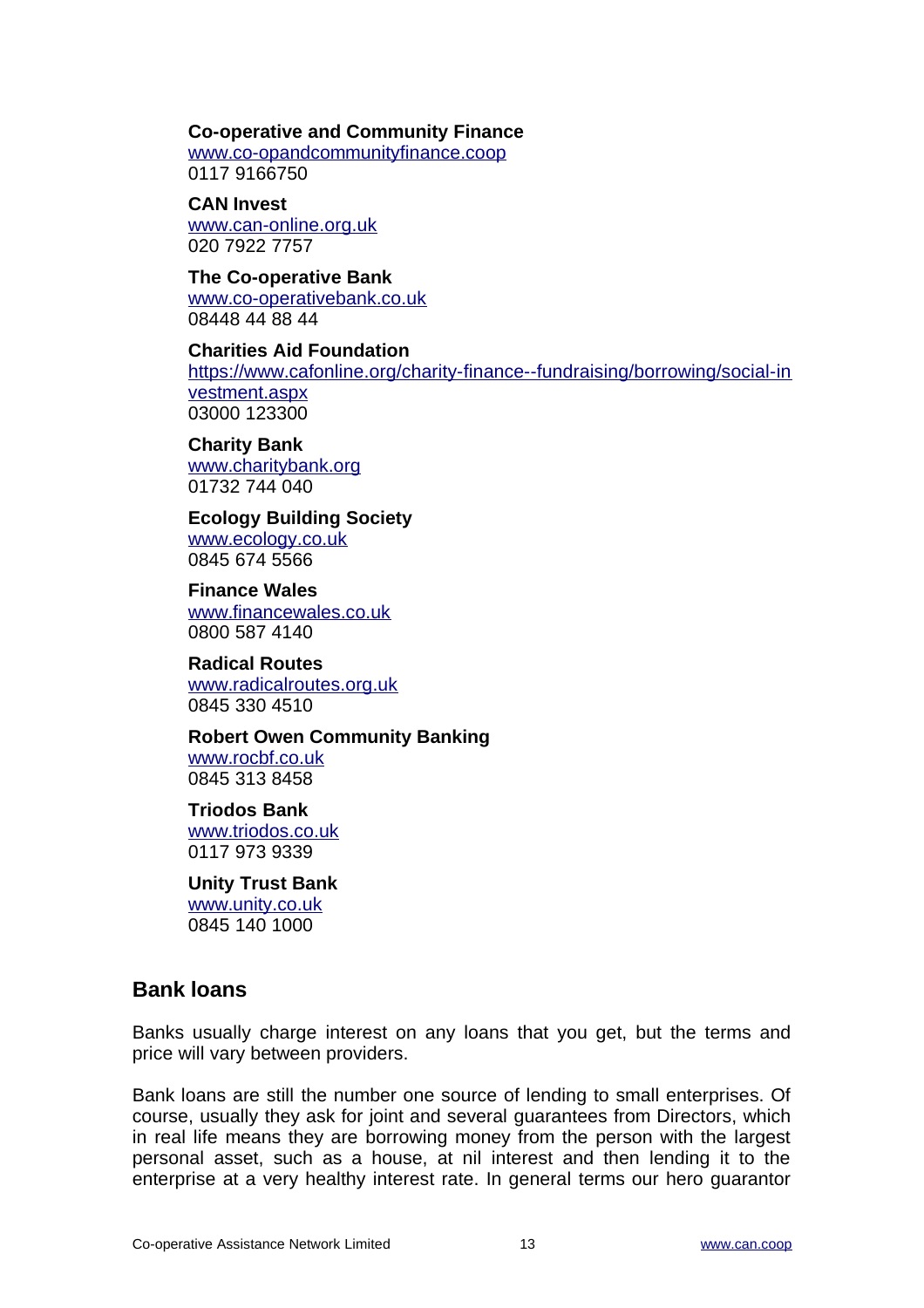**Co-operative and Community Finance**
www.co-opandcommunityfinance.coop
0117 9166750

**CAN Invest**
www.can-online.org.uk
020 7922 7757

**The Co-operative Bank**
www.co-operativebank.co.uk
08448 44 88 44

**Charities Aid Foundation**
https://www.cafonline.org/charity-finance--fundraising/borrowing/social-investment.aspx
03000 123300

**Charity Bank**
www.charitybank.org
01732 744 040

**Ecology Building Society**
www.ecology.co.uk
0845 674 5566

**Finance Wales**
www.financewales.co.uk
0800 587 4140

**Radical Routes**
www.radicalroutes.org.uk
0845 330 4510

**Robert Owen Community Banking**
www.rocbf.co.uk
0845 313 8458

**Triodos Bank**
www.triodos.co.uk
0117 973 9339

**Unity Trust Bank**
www.unity.co.uk
0845 140 1000

## Bank loans

Banks usually charge interest on any loans that you get, but the terms and price will vary between providers.

Bank loans are still the number one source of lending to small enterprises. Of course, usually they ask for joint and several guarantees from Directors, which in real life means they are borrowing money from the person with the largest personal asset, such as a house, at nil interest and then lending it to the enterprise at a very healthy interest rate. In general terms our hero guarantor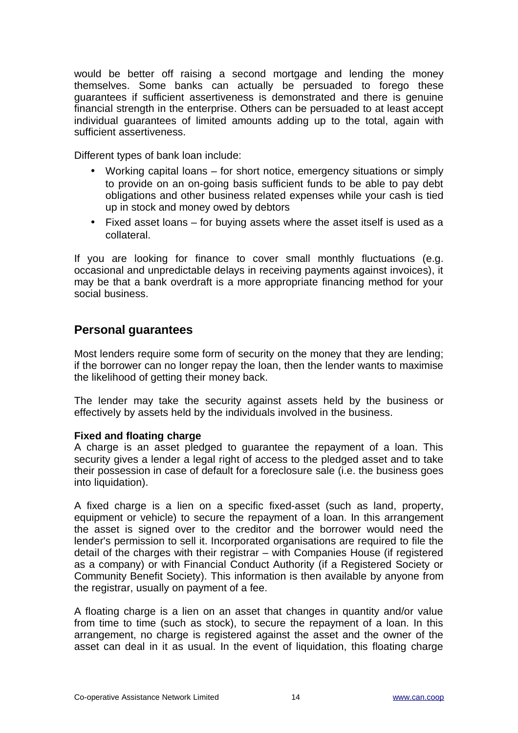would be better off raising a second mortgage and lending the money themselves. Some banks can actually be persuaded to forego these guarantees if sufficient assertiveness is demonstrated and there is genuine financial strength in the enterprise. Others can be persuaded to at least accept individual guarantees of limited amounts adding up to the total, again with sufficient assertiveness.

Different types of bank loan include:

- Working capital loans – for short notice, emergency situations or simply to provide on an on-going basis sufficient funds to be able to pay debt obligations and other business related expenses while your cash is tied up in stock and money owed by debtors
- Fixed asset loans – for buying assets where the asset itself is used as a collateral.

If you are looking for finance to cover small monthly fluctuations (e.g. occasional and unpredictable delays in receiving payments against invoices), it may be that a bank overdraft is a more appropriate financing method for your social business.

## Personal guarantees

Most lenders require some form of security on the money that they are lending; if the borrower can no longer repay the loan, then the lender wants to maximise the likelihood of getting their money back.

The lender may take the security against assets held by the business or effectively by assets held by the individuals involved in the business.

**Fixed and floating charge**

A charge is an asset pledged to guarantee the repayment of a loan. This security gives a lender a legal right of access to the pledged asset and to take their possession in case of default for a foreclosure sale (i.e. the business goes into liquidation).

A fixed charge is a lien on a specific fixed-asset (such as land, property, equipment or vehicle) to secure the repayment of a loan. In this arrangement the asset is signed over to the creditor and the borrower would need the lender's permission to sell it. Incorporated organisations are required to file the detail of the charges with their registrar – with Companies House (if registered as a company) or with Financial Conduct Authority (if a Registered Society or Community Benefit Society). This information is then available by anyone from the registrar, usually on payment of a fee.

A floating charge is a lien on an asset that changes in quantity and/or value from time to time (such as stock), to secure the repayment of a loan. In this arrangement, no charge is registered against the asset and the owner of the asset can deal in it as usual. In the event of liquidation, this floating charge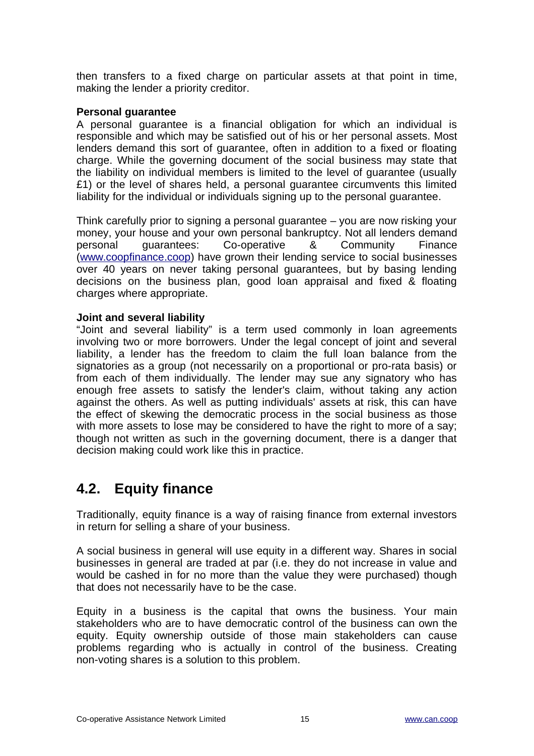then transfers to a fixed charge on particular assets at that point in time, making the lender a priority creditor.

**Personal guarantee**

A personal guarantee is a financial obligation for which an individual is responsible and which may be satisfied out of his or her personal assets. Most lenders demand this sort of guarantee, often in addition to a fixed or floating charge. While the governing document of the social business may state that the liability on individual members is limited to the level of guarantee (usually £1) or the level of shares held, a personal guarantee circumvents this limited liability for the individual or individuals signing up to the personal guarantee.

Think carefully prior to signing a personal guarantee – you are now risking your money, your house and your own personal bankruptcy. Not all lenders demand personal guarantees: Co-operative & Community Finance (www.coopfinance.coop) have grown their lending service to social businesses over 40 years on never taking personal guarantees, but by basing lending decisions on the business plan, good loan appraisal and fixed & floating charges where appropriate.

**Joint and several liability**

"Joint and several liability" is a term used commonly in loan agreements involving two or more borrowers. Under the legal concept of joint and several liability, a lender has the freedom to claim the full loan balance from the signatories as a group (not necessarily on a proportional or pro-rata basis) or from each of them individually. The lender may sue any signatory who has enough free assets to satisfy the lender's claim, without taking any action against the others. As well as putting individuals' assets at risk, this can have the effect of skewing the democratic process in the social business as those with more assets to lose may be considered to have the right to more of a say; though not written as such in the governing document, there is a danger that decision making could work like this in practice.

## 4.2. Equity finance

Traditionally, equity finance is a way of raising finance from external investors in return for selling a share of your business.

A social business in general will use equity in a different way. Shares in social businesses in general are traded at par (i.e. they do not increase in value and would be cashed in for no more than the value they were purchased) though that does not necessarily have to be the case.

Equity in a business is the capital that owns the business. Your main stakeholders who are to have democratic control of the business can own the equity. Equity ownership outside of those main stakeholders can cause problems regarding who is actually in control of the business. Creating non-voting shares is a solution to this problem.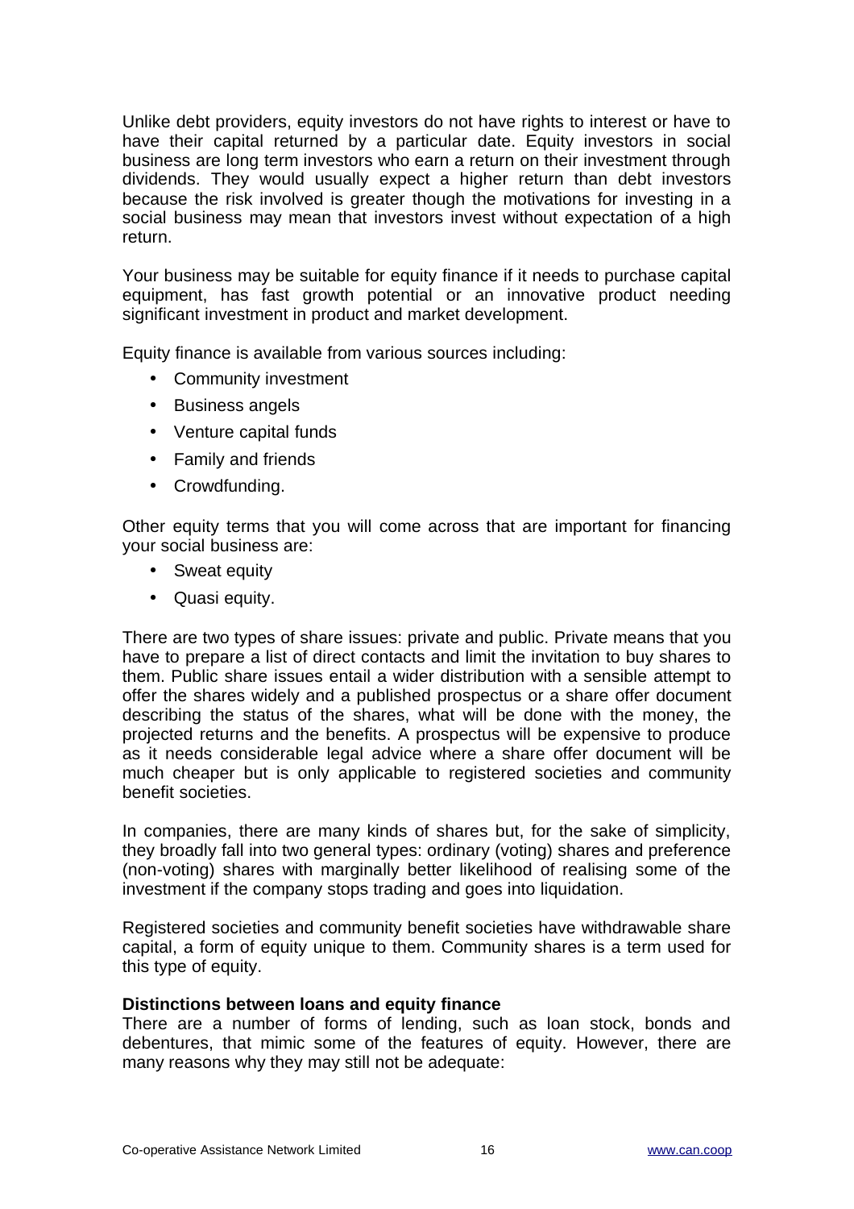Unlike debt providers, equity investors do not have rights to interest or have to have their capital returned by a particular date. Equity investors in social business are long term investors who earn a return on their investment through dividends. They would usually expect a higher return than debt investors because the risk involved is greater though the motivations for investing in a social business may mean that investors invest without expectation of a high return.

Your business may be suitable for equity finance if it needs to purchase capital equipment, has fast growth potential or an innovative product needing significant investment in product and market development.

Equity finance is available from various sources including:

- Community investment
- Business angels
- Venture capital funds
- Family and friends
- Crowdfunding.

Other equity terms that you will come across that are important for financing your social business are:

- Sweat equity
- Quasi equity.

There are two types of share issues: private and public. Private means that you have to prepare a list of direct contacts and limit the invitation to buy shares to them. Public share issues entail a wider distribution with a sensible attempt to offer the shares widely and a published prospectus or a share offer document describing the status of the shares, what will be done with the money, the projected returns and the benefits. A prospectus will be expensive to produce as it needs considerable legal advice where a share offer document will be much cheaper but is only applicable to registered societies and community benefit societies.

In companies, there are many kinds of shares but, for the sake of simplicity, they broadly fall into two general types: ordinary (voting) shares and preference (non-voting) shares with marginally better likelihood of realising some of the investment if the company stops trading and goes into liquidation.

Registered societies and community benefit societies have withdrawable share capital, a form of equity unique to them. Community shares is a term used for this type of equity.

**Distinctions between loans and equity finance**

There are a number of forms of lending, such as loan stock, bonds and debentures, that mimic some of the features of equity. However, there are many reasons why they may still not be adequate: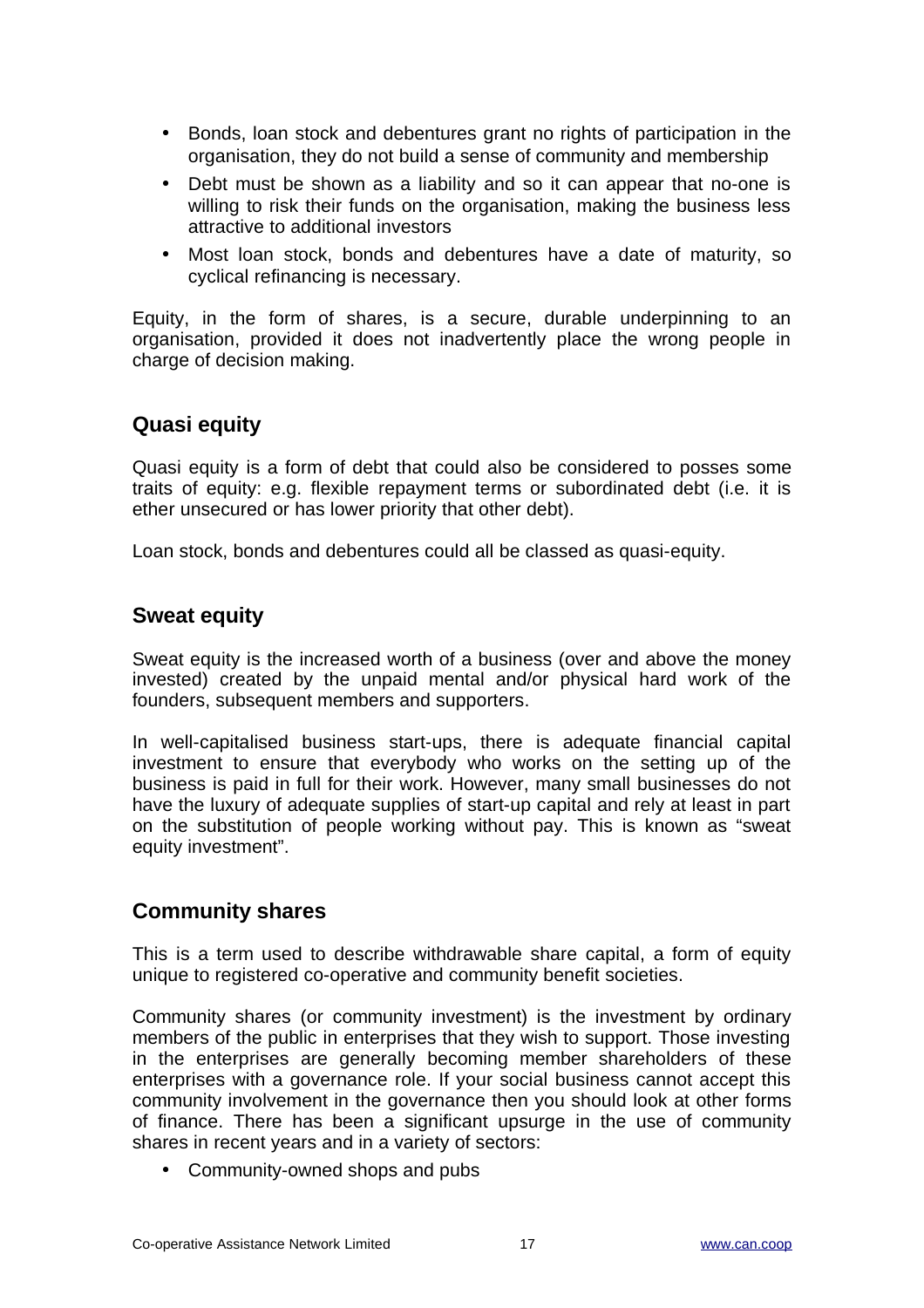- Bonds, loan stock and debentures grant no rights of participation in the organisation, they do not build a sense of community and membership
- Debt must be shown as a liability and so it can appear that no-one is willing to risk their funds on the organisation, making the business less attractive to additional investors
- Most loan stock, bonds and debentures have a date of maturity, so cyclical refinancing is necessary.

Equity, in the form of shares, is a secure, durable underpinning to an organisation, provided it does not inadvertently place the wrong people in charge of decision making.

## Quasi equity

Quasi equity is a form of debt that could also be considered to posses some traits of equity: e.g. flexible repayment terms or subordinated debt (i.e. it is ether unsecured or has lower priority that other debt).

Loan stock, bonds and debentures could all be classed as quasi-equity.

## Sweat equity

Sweat equity is the increased worth of a business (over and above the money invested) created by the unpaid mental and/or physical hard work of the founders, subsequent members and supporters.

In well-capitalised business start-ups, there is adequate financial capital investment to ensure that everybody who works on the setting up of the business is paid in full for their work. However, many small businesses do not have the luxury of adequate supplies of start-up capital and rely at least in part on the substitution of people working without pay. This is known as "sweat equity investment".

## Community shares

This is a term used to describe withdrawable share capital, a form of equity unique to registered co-operative and community benefit societies.

Community shares (or community investment) is the investment by ordinary members of the public in enterprises that they wish to support. Those investing in the enterprises are generally becoming member shareholders of these enterprises with a governance role. If your social business cannot accept this community involvement in the governance then you should look at other forms of finance. There has been a significant upsurge in the use of community shares in recent years and in a variety of sectors:

- Community-owned shops and pubs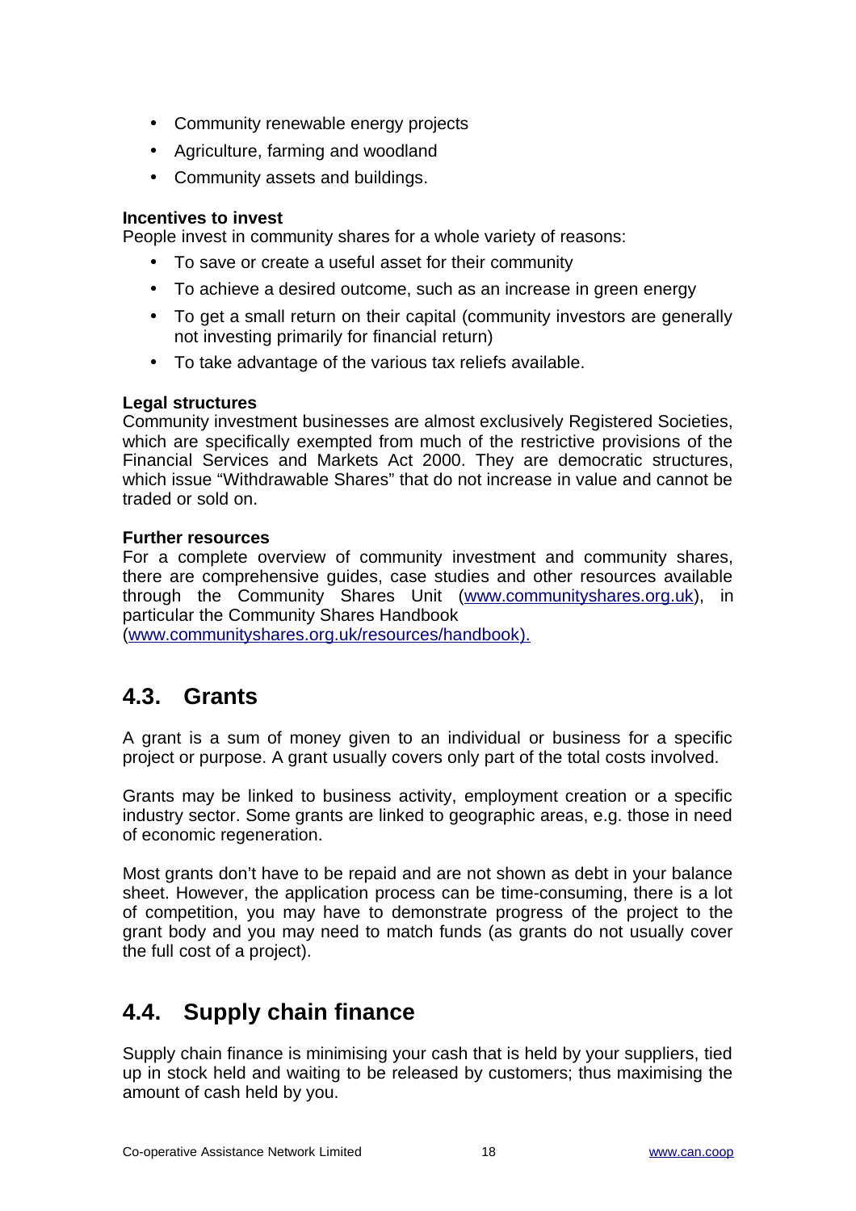- Community renewable energy projects
- Agriculture, farming and woodland
- Community assets and buildings.

**Incentives to invest**
People invest in community shares for a whole variety of reasons:

- To save or create a useful asset for their community
- To achieve a desired outcome, such as an increase in green energy
- To get a small return on their capital (community investors are generally not investing primarily for financial return)
- To take advantage of the various tax reliefs available.

**Legal structures**
Community investment businesses are almost exclusively Registered Societies, which are specifically exempted from much of the restrictive provisions of the Financial Services and Markets Act 2000. They are democratic structures, which issue "Withdrawable Shares" that do not increase in value and cannot be traded or sold on.

**Further resources**
For a complete overview of community investment and community shares, there are comprehensive guides, case studies and other resources available through the Community Shares Unit (www.communityshares.org.uk), in particular the Community Shares Handbook (www.communityshares.org.uk/resources/handbook).

## 4.3. Grants

A grant is a sum of money given to an individual or business for a specific project or purpose. A grant usually covers only part of the total costs involved.

Grants may be linked to business activity, employment creation or a specific industry sector. Some grants are linked to geographic areas, e.g. those in need of economic regeneration.

Most grants don't have to be repaid and are not shown as debt in your balance sheet. However, the application process can be time-consuming, there is a lot of competition, you may have to demonstrate progress of the project to the grant body and you may need to match funds (as grants do not usually cover the full cost of a project).

## 4.4. Supply chain finance

Supply chain finance is minimising your cash that is held by your suppliers, tied up in stock held and waiting to be released by customers; thus maximising the amount of cash held by you.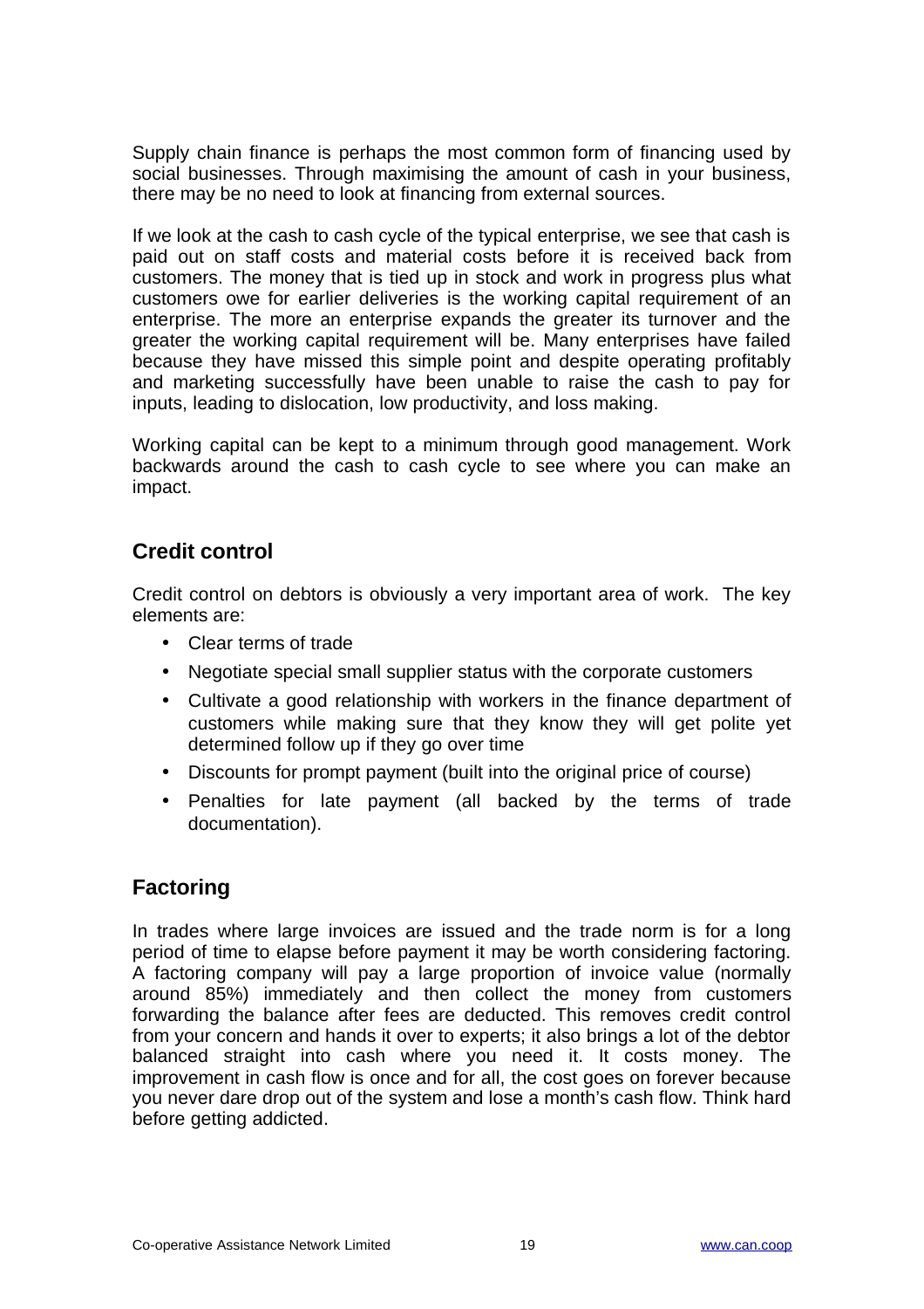Supply chain finance is perhaps the most common form of financing used by social businesses. Through maximising the amount of cash in your business, there may be no need to look at financing from external sources.

If we look at the cash to cash cycle of the typical enterprise, we see that cash is paid out on staff costs and material costs before it is received back from customers. The money that is tied up in stock and work in progress plus what customers owe for earlier deliveries is the working capital requirement of an enterprise. The more an enterprise expands the greater its turnover and the greater the working capital requirement will be. Many enterprises have failed because they have missed this simple point and despite operating profitably and marketing successfully have been unable to raise the cash to pay for inputs, leading to dislocation, low productivity, and loss making.

Working capital can be kept to a minimum through good management. Work backwards around the cash to cash cycle to see where you can make an impact.

## Credit control

Credit control on debtors is obviously a very important area of work. The key elements are:

- Clear terms of trade
- Negotiate special small supplier status with the corporate customers
- Cultivate a good relationship with workers in the finance department of customers while making sure that they know they will get polite yet determined follow up if they go over time
- Discounts for prompt payment (built into the original price of course)
- Penalties for late payment (all backed by the terms of trade documentation).

## Factoring

In trades where large invoices are issued and the trade norm is for a long period of time to elapse before payment it may be worth considering factoring. A factoring company will pay a large proportion of invoice value (normally around 85%) immediately and then collect the money from customers forwarding the balance after fees are deducted. This removes credit control from your concern and hands it over to experts; it also brings a lot of the debtor balanced straight into cash where you need it. It costs money. The improvement in cash flow is once and for all, the cost goes on forever because you never dare drop out of the system and lose a month's cash flow. Think hard before getting addicted.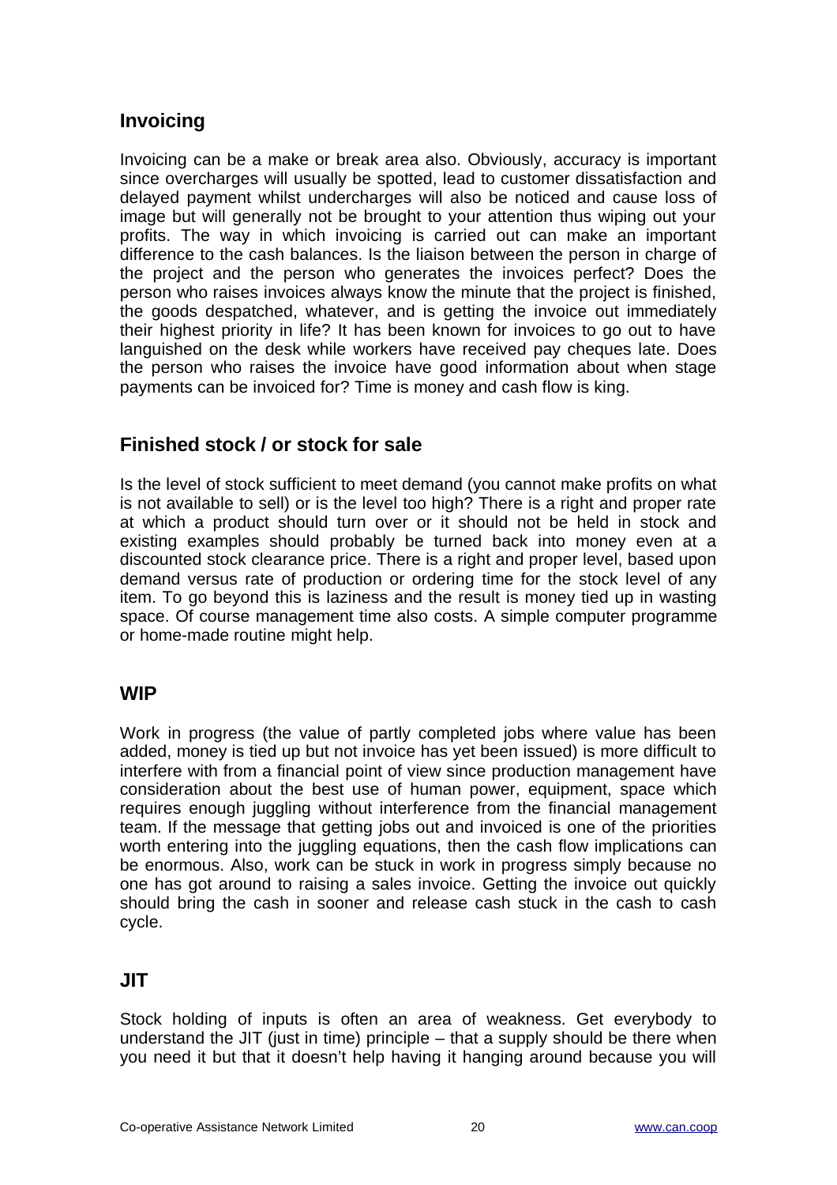## Invoicing

Invoicing can be a make or break area also. Obviously, accuracy is important since overcharges will usually be spotted, lead to customer dissatisfaction and delayed payment whilst undercharges will also be noticed and cause loss of image but will generally not be brought to your attention thus wiping out your profits. The way in which invoicing is carried out can make an important difference to the cash balances. Is the liaison between the person in charge of the project and the person who generates the invoices perfect? Does the person who raises invoices always know the minute that the project is finished, the goods despatched, whatever, and is getting the invoice out immediately their highest priority in life? It has been known for invoices to go out to have languished on the desk while workers have received pay cheques late. Does the person who raises the invoice have good information about when stage payments can be invoiced for? Time is money and cash flow is king.

## Finished stock / or stock for sale

Is the level of stock sufficient to meet demand (you cannot make profits on what is not available to sell) or is the level too high? There is a right and proper rate at which a product should turn over or it should not be held in stock and existing examples should probably be turned back into money even at a discounted stock clearance price. There is a right and proper level, based upon demand versus rate of production or ordering time for the stock level of any item. To go beyond this is laziness and the result is money tied up in wasting space. Of course management time also costs. A simple computer programme or home-made routine might help.

## WIP

Work in progress (the value of partly completed jobs where value has been added, money is tied up but not invoice has yet been issued) is more difficult to interfere with from a financial point of view since production management have consideration about the best use of human power, equipment, space which requires enough juggling without interference from the financial management team. If the message that getting jobs out and invoiced is one of the priorities worth entering into the juggling equations, then the cash flow implications can be enormous. Also, work can be stuck in work in progress simply because no one has got around to raising a sales invoice. Getting the invoice out quickly should bring the cash in sooner and release cash stuck in the cash to cash cycle.

## JIT

Stock holding of inputs is often an area of weakness. Get everybody to understand the JIT (just in time) principle – that a supply should be there when you need it but that it doesn't help having it hanging around because you will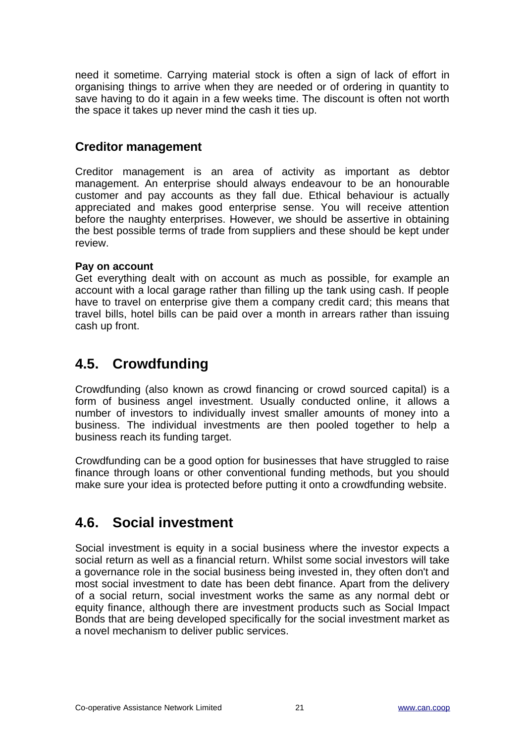need it sometime. Carrying material stock is often a sign of lack of effort in organising things to arrive when they are needed or of ordering in quantity to save having to do it again in a few weeks time. The discount is often not worth the space it takes up never mind the cash it ties up.

### Creditor management

Creditor management is an area of activity as important as debtor management. An enterprise should always endeavour to be an honourable customer and pay accounts as they fall due. Ethical behaviour is actually appreciated and makes good enterprise sense. You will receive attention before the naughty enterprises. However, we should be assertive in obtaining the best possible terms of trade from suppliers and these should be kept under review.

**Pay on account**

Get everything dealt with on account as much as possible, for example an account with a local garage rather than filling up the tank using cash. If people have to travel on enterprise give them a company credit card; this means that travel bills, hotel bills can be paid over a month in arrears rather than issuing cash up front.

## 4.5. Crowdfunding

Crowdfunding (also known as crowd financing or crowd sourced capital) is a form of business angel investment. Usually conducted online, it allows a number of investors to individually invest smaller amounts of money into a business. The individual investments are then pooled together to help a business reach its funding target.

Crowdfunding can be a good option for businesses that have struggled to raise finance through loans or other conventional funding methods, but you should make sure your idea is protected before putting it onto a crowdfunding website.

## 4.6. Social investment

Social investment is equity in a social business where the investor expects a social return as well as a financial return. Whilst some social investors will take a governance role in the social business being invested in, they often don't and most social investment to date has been debt finance. Apart from the delivery of a social return, social investment works the same as any normal debt or equity finance, although there are investment products such as Social Impact Bonds that are being developed specifically for the social investment market as a novel mechanism to deliver public services.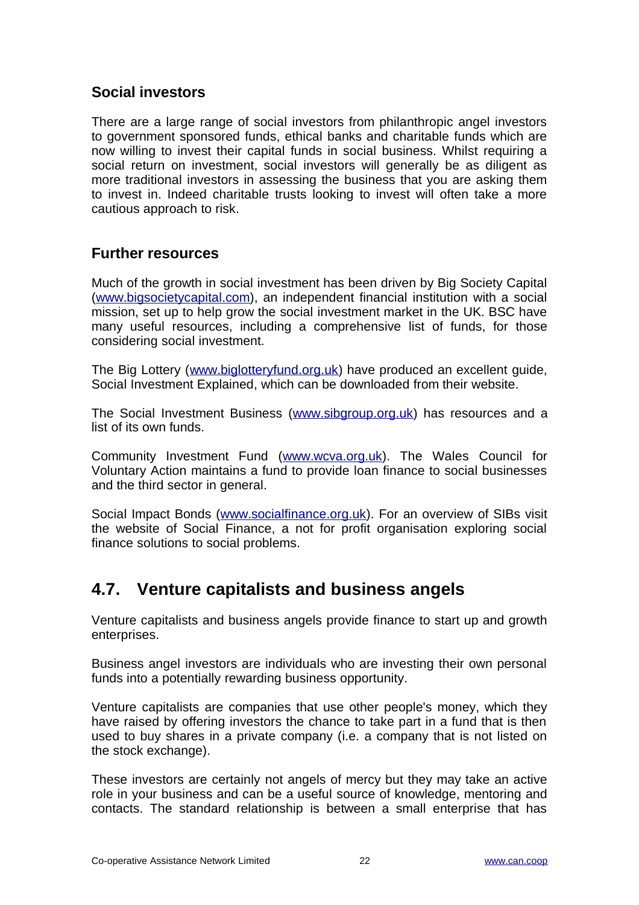### Social investors

There are a large range of social investors from philanthropic angel investors to government sponsored funds, ethical banks and charitable funds which are now willing to invest their capital funds in social business. Whilst requiring a social return on investment, social investors will generally be as diligent as more traditional investors in assessing the business that you are asking them to invest in. Indeed charitable trusts looking to invest will often take a more cautious approach to risk.

### Further resources

Much of the growth in social investment has been driven by Big Society Capital (www.bigsocietycapital.com), an independent financial institution with a social mission, set up to help grow the social investment market in the UK. BSC have many useful resources, including a comprehensive list of funds, for those considering social investment.

The Big Lottery (www.biglotteryfund.org.uk) have produced an excellent guide, Social Investment Explained, which can be downloaded from their website.

The Social Investment Business (www.sibgroup.org.uk) has resources and a list of its own funds.

Community Investment Fund (www.wcva.org.uk). The Wales Council for Voluntary Action maintains a fund to provide loan finance to social businesses and the third sector in general.

Social Impact Bonds (www.socialfinance.org.uk). For an overview of SIBs visit the website of Social Finance, a not for profit organisation exploring social finance solutions to social problems.

## 4.7. Venture capitalists and business angels

Venture capitalists and business angels provide finance to start up and growth enterprises.

Business angel investors are individuals who are investing their own personal funds into a potentially rewarding business opportunity.

Venture capitalists are companies that use other people's money, which they have raised by offering investors the chance to take part in a fund that is then used to buy shares in a private company (i.e. a company that is not listed on the stock exchange).

These investors are certainly not angels of mercy but they may take an active role in your business and can be a useful source of knowledge, mentoring and contacts. The standard relationship is between a small enterprise that has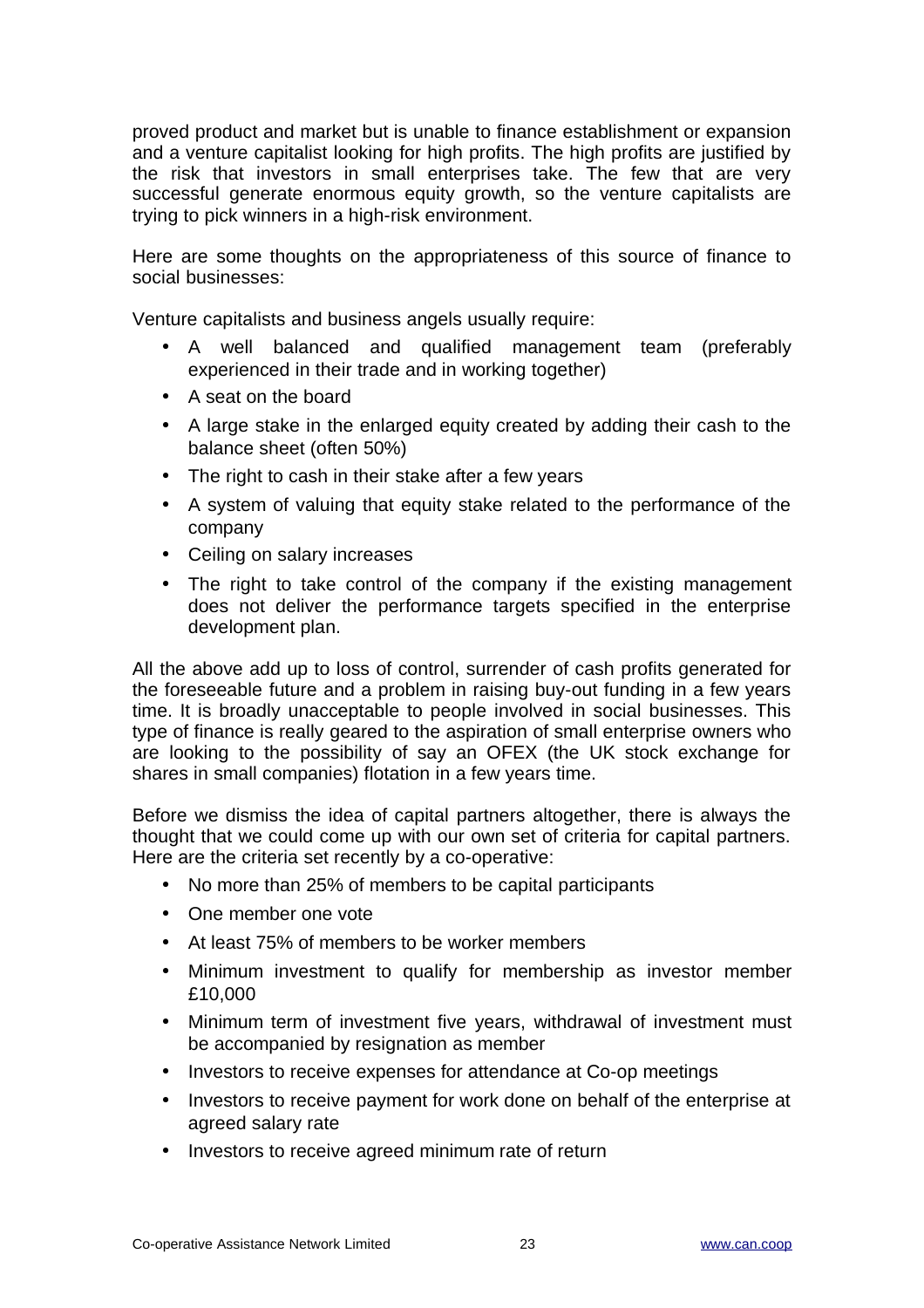proved product and market but is unable to finance establishment or expansion and a venture capitalist looking for high profits. The high profits are justified by the risk that investors in small enterprises take. The few that are very successful generate enormous equity growth, so the venture capitalists are trying to pick winners in a high-risk environment.

Here are some thoughts on the appropriateness of this source of finance to social businesses:

Venture capitalists and business angels usually require:

- A well balanced and qualified management team (preferably experienced in their trade and in working together)
- A seat on the board
- A large stake in the enlarged equity created by adding their cash to the balance sheet (often 50%)
- The right to cash in their stake after a few years
- A system of valuing that equity stake related to the performance of the company
- Ceiling on salary increases
- The right to take control of the company if the existing management does not deliver the performance targets specified in the enterprise development plan.

All the above add up to loss of control, surrender of cash profits generated for the foreseeable future and a problem in raising buy-out funding in a few years time. It is broadly unacceptable to people involved in social businesses. This type of finance is really geared to the aspiration of small enterprise owners who are looking to the possibility of say an OFEX (the UK stock exchange for shares in small companies) flotation in a few years time.

Before we dismiss the idea of capital partners altogether, there is always the thought that we could come up with our own set of criteria for capital partners. Here are the criteria set recently by a co-operative:

- No more than 25% of members to be capital participants
- One member one vote
- At least 75% of members to be worker members
- Minimum investment to qualify for membership as investor member £10,000
- Minimum term of investment five years, withdrawal of investment must be accompanied by resignation as member
- Investors to receive expenses for attendance at Co-op meetings
- Investors to receive payment for work done on behalf of the enterprise at agreed salary rate
- Investors to receive agreed minimum rate of return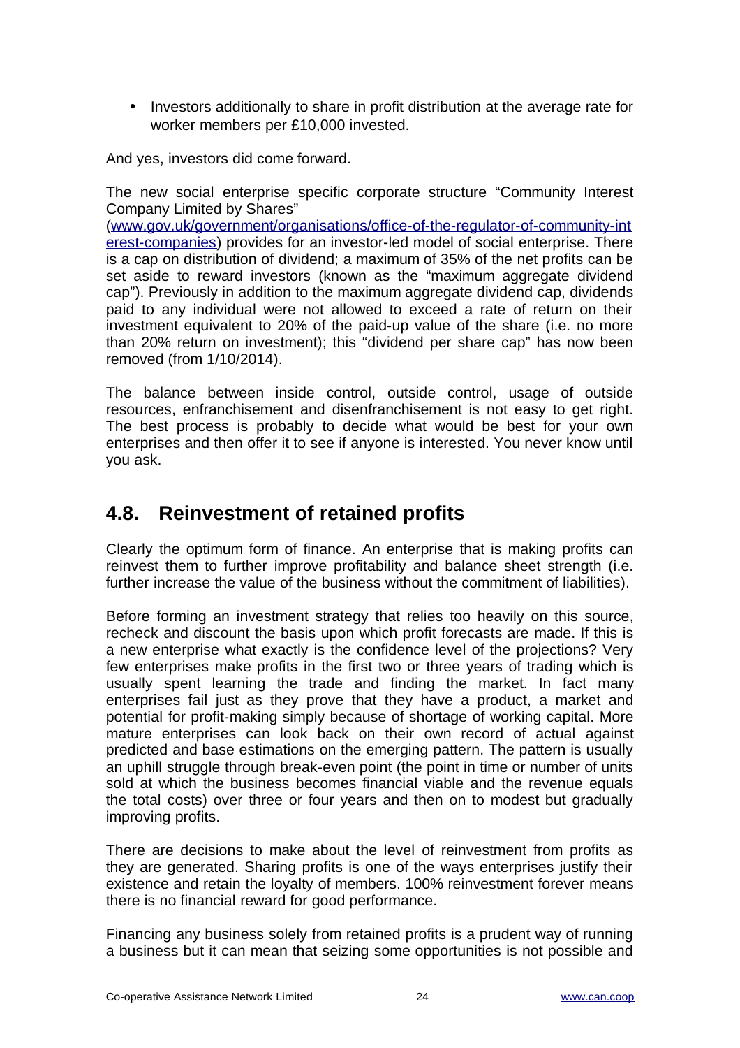- Investors additionally to share in profit distribution at the average rate for worker members per £10,000 invested.

And yes, investors did come forward.

The new social enterprise specific corporate structure "Community Interest Company Limited by Shares" (www.gov.uk/government/organisations/office-of-the-regulator-of-community-interest-companies) provides for an investor-led model of social enterprise. There is a cap on distribution of dividend; a maximum of 35% of the net profits can be set aside to reward investors (known as the "maximum aggregate dividend cap"). Previously in addition to the maximum aggregate dividend cap, dividends paid to any individual were not allowed to exceed a rate of return on their investment equivalent to 20% of the paid-up value of the share (i.e. no more than 20% return on investment); this "dividend per share cap" has now been removed (from 1/10/2014).

The balance between inside control, outside control, usage of outside resources, enfranchisement and disenfranchisement is not easy to get right. The best process is probably to decide what would be best for your own enterprises and then offer it to see if anyone is interested. You never know until you ask.

## 4.8. Reinvestment of retained profits

Clearly the optimum form of finance. An enterprise that is making profits can reinvest them to further improve profitability and balance sheet strength (i.e. further increase the value of the business without the commitment of liabilities).

Before forming an investment strategy that relies too heavily on this source, recheck and discount the basis upon which profit forecasts are made. If this is a new enterprise what exactly is the confidence level of the projections? Very few enterprises make profits in the first two or three years of trading which is usually spent learning the trade and finding the market. In fact many enterprises fail just as they prove that they have a product, a market and potential for profit-making simply because of shortage of working capital. More mature enterprises can look back on their own record of actual against predicted and base estimations on the emerging pattern. The pattern is usually an uphill struggle through break-even point (the point in time or number of units sold at which the business becomes financial viable and the revenue equals the total costs) over three or four years and then on to modest but gradually improving profits.

There are decisions to make about the level of reinvestment from profits as they are generated. Sharing profits is one of the ways enterprises justify their existence and retain the loyalty of members. 100% reinvestment forever means there is no financial reward for good performance.

Financing any business solely from retained profits is a prudent way of running a business but it can mean that seizing some opportunities is not possible and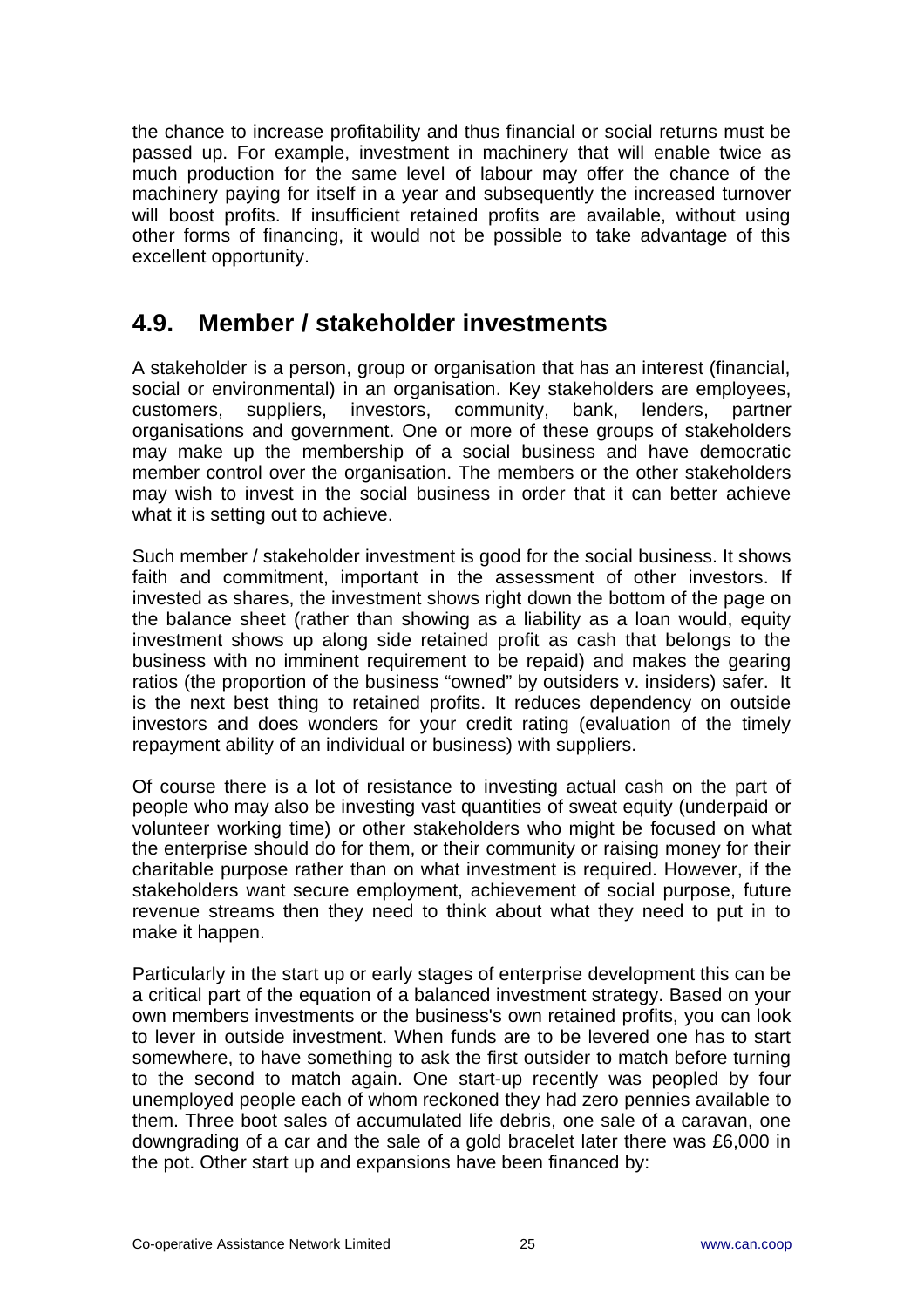the chance to increase profitability and thus financial or social returns must be passed up. For example, investment in machinery that will enable twice as much production for the same level of labour may offer the chance of the machinery paying for itself in a year and subsequently the increased turnover will boost profits. If insufficient retained profits are available, without using other forms of financing, it would not be possible to take advantage of this excellent opportunity.

## 4.9. Member / stakeholder investments

A stakeholder is a person, group or organisation that has an interest (financial, social or environmental) in an organisation. Key stakeholders are employees, customers, suppliers, investors, community, bank, lenders, partner organisations and government. One or more of these groups of stakeholders may make up the membership of a social business and have democratic member control over the organisation. The members or the other stakeholders may wish to invest in the social business in order that it can better achieve what it is setting out to achieve.

Such member / stakeholder investment is good for the social business. It shows faith and commitment, important in the assessment of other investors. If invested as shares, the investment shows right down the bottom of the page on the balance sheet (rather than showing as a liability as a loan would, equity investment shows up along side retained profit as cash that belongs to the business with no imminent requirement to be repaid) and makes the gearing ratios (the proportion of the business "owned" by outsiders v. insiders) safer. It is the next best thing to retained profits. It reduces dependency on outside investors and does wonders for your credit rating (evaluation of the timely repayment ability of an individual or business) with suppliers.

Of course there is a lot of resistance to investing actual cash on the part of people who may also be investing vast quantities of sweat equity (underpaid or volunteer working time) or other stakeholders who might be focused on what the enterprise should do for them, or their community or raising money for their charitable purpose rather than on what investment is required. However, if the stakeholders want secure employment, achievement of social purpose, future revenue streams then they need to think about what they need to put in to make it happen.

Particularly in the start up or early stages of enterprise development this can be a critical part of the equation of a balanced investment strategy. Based on your own members investments or the business's own retained profits, you can look to lever in outside investment. When funds are to be levered one has to start somewhere, to have something to ask the first outsider to match before turning to the second to match again. One start-up recently was peopled by four unemployed people each of whom reckoned they had zero pennies available to them. Three boot sales of accumulated life debris, one sale of a caravan, one downgrading of a car and the sale of a gold bracelet later there was £6,000 in the pot. Other start up and expansions have been financed by: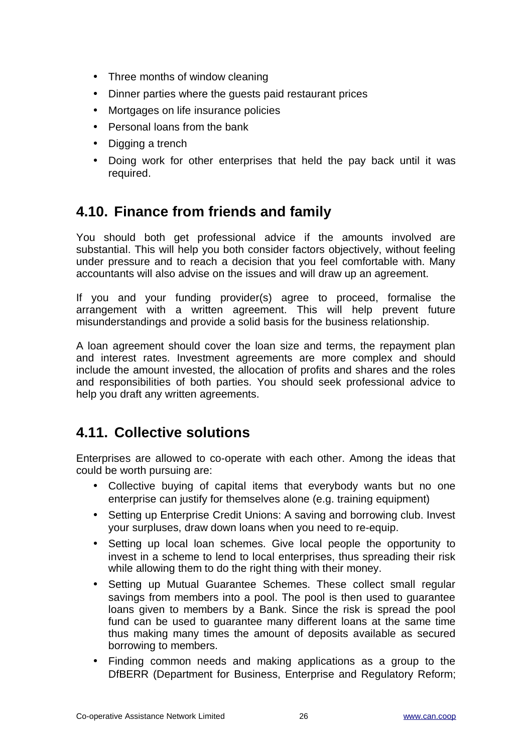- Three months of window cleaning
- Dinner parties where the guests paid restaurant prices
- Mortgages on life insurance policies
- Personal loans from the bank
- Digging a trench
- Doing work for other enterprises that held the pay back until it was required.

## 4.10. Finance from friends and family

You should both get professional advice if the amounts involved are substantial. This will help you both consider factors objectively, without feeling under pressure and to reach a decision that you feel comfortable with. Many accountants will also advise on the issues and will draw up an agreement.

If you and your funding provider(s) agree to proceed, formalise the arrangement with a written agreement. This will help prevent future misunderstandings and provide a solid basis for the business relationship.

A loan agreement should cover the loan size and terms, the repayment plan and interest rates. Investment agreements are more complex and should include the amount invested, the allocation of profits and shares and the roles and responsibilities of both parties. You should seek professional advice to help you draft any written agreements.

## 4.11. Collective solutions

Enterprises are allowed to co-operate with each other. Among the ideas that could be worth pursuing are:

- Collective buying of capital items that everybody wants but no one enterprise can justify for themselves alone (e.g. training equipment)
- Setting up Enterprise Credit Unions: A saving and borrowing club. Invest your surpluses, draw down loans when you need to re-equip.
- Setting up local loan schemes. Give local people the opportunity to invest in a scheme to lend to local enterprises, thus spreading their risk while allowing them to do the right thing with their money.
- Setting up Mutual Guarantee Schemes. These collect small regular savings from members into a pool. The pool is then used to guarantee loans given to members by a Bank. Since the risk is spread the pool fund can be used to guarantee many different loans at the same time thus making many times the amount of deposits available as secured borrowing to members.
- Finding common needs and making applications as a group to the DfBERR (Department for Business, Enterprise and Regulatory Reform;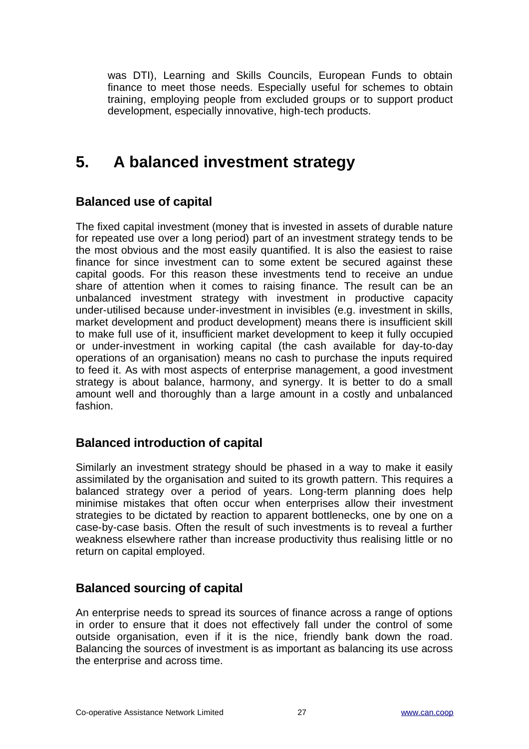was DTI), Learning and Skills Councils, European Funds to obtain finance to meet those needs. Especially useful for schemes to obtain training, employing people from excluded groups or to support product development, especially innovative, high-tech products.

# 5. A balanced investment strategy

## Balanced use of capital

The fixed capital investment (money that is invested in assets of durable nature for repeated use over a long period) part of an investment strategy tends to be the most obvious and the most easily quantified. It is also the easiest to raise finance for since investment can to some extent be secured against these capital goods. For this reason these investments tend to receive an undue share of attention when it comes to raising finance. The result can be an unbalanced investment strategy with investment in productive capacity under-utilised because under-investment in invisibles (e.g. investment in skills, market development and product development) means there is insufficient skill to make full use of it, insufficient market development to keep it fully occupied or under-investment in working capital (the cash available for day-to-day operations of an organisation) means no cash to purchase the inputs required to feed it. As with most aspects of enterprise management, a good investment strategy is about balance, harmony, and synergy. It is better to do a small amount well and thoroughly than a large amount in a costly and unbalanced fashion.

## Balanced introduction of capital

Similarly an investment strategy should be phased in a way to make it easily assimilated by the organisation and suited to its growth pattern. This requires a balanced strategy over a period of years. Long-term planning does help minimise mistakes that often occur when enterprises allow their investment strategies to be dictated by reaction to apparent bottlenecks, one by one on a case-by-case basis. Often the result of such investments is to reveal a further weakness elsewhere rather than increase productivity thus realising little or no return on capital employed.

## Balanced sourcing of capital

An enterprise needs to spread its sources of finance across a range of options in order to ensure that it does not effectively fall under the control of some outside organisation, even if it is the nice, friendly bank down the road. Balancing the sources of investment is as important as balancing its use across the enterprise and across time.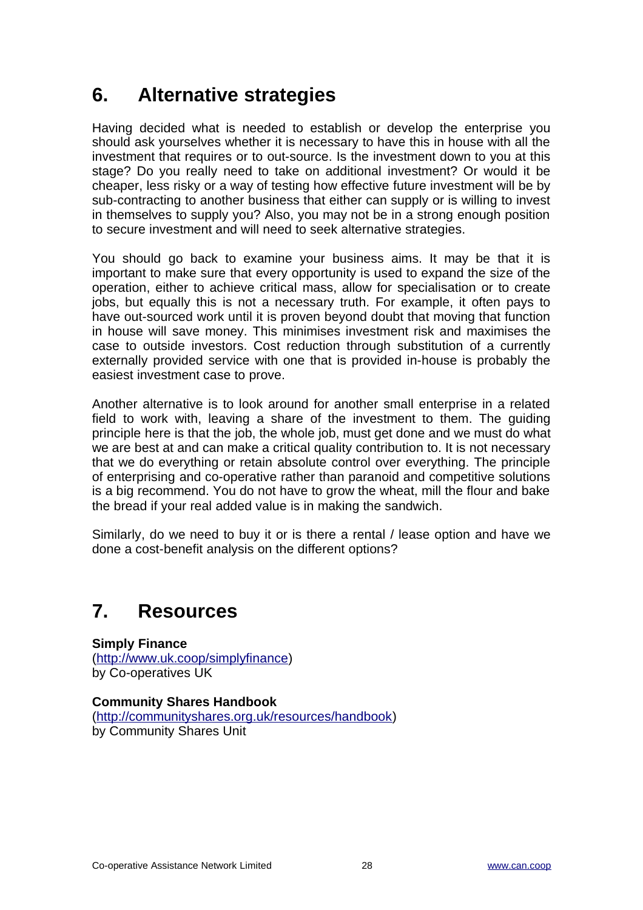## 6. Alternative strategies

Having decided what is needed to establish or develop the enterprise you should ask yourselves whether it is necessary to have this in house with all the investment that requires or to out-source. Is the investment down to you at this stage? Do you really need to take on additional investment? Or would it be cheaper, less risky or a way of testing how effective future investment will be by sub-contracting to another business that either can supply or is willing to invest in themselves to supply you? Also, you may not be in a strong enough position to secure investment and will need to seek alternative strategies.

You should go back to examine your business aims. It may be that it is important to make sure that every opportunity is used to expand the size of the operation, either to achieve critical mass, allow for specialisation or to create jobs, but equally this is not a necessary truth. For example, it often pays to have out-sourced work until it is proven beyond doubt that moving that function in house will save money. This minimises investment risk and maximises the case to outside investors. Cost reduction through substitution of a currently externally provided service with one that is provided in-house is probably the easiest investment case to prove.

Another alternative is to look around for another small enterprise in a related field to work with, leaving a share of the investment to them. The guiding principle here is that the job, the whole job, must get done and we must do what we are best at and can make a critical quality contribution to. It is not necessary that we do everything or retain absolute control over everything. The principle of enterprising and co-operative rather than paranoid and competitive solutions is a big recommend. You do not have to grow the wheat, mill the flour and bake the bread if your real added value is in making the sandwich.

Similarly, do we need to buy it or is there a rental / lease option and have we done a cost-benefit analysis on the different options?

## 7. Resources

**Simply Finance**
(http://www.uk.coop/simplyfinance)
by Co-operatives UK

**Community Shares Handbook**
(http://communityshares.org.uk/resources/handbook)
by Community Shares Unit